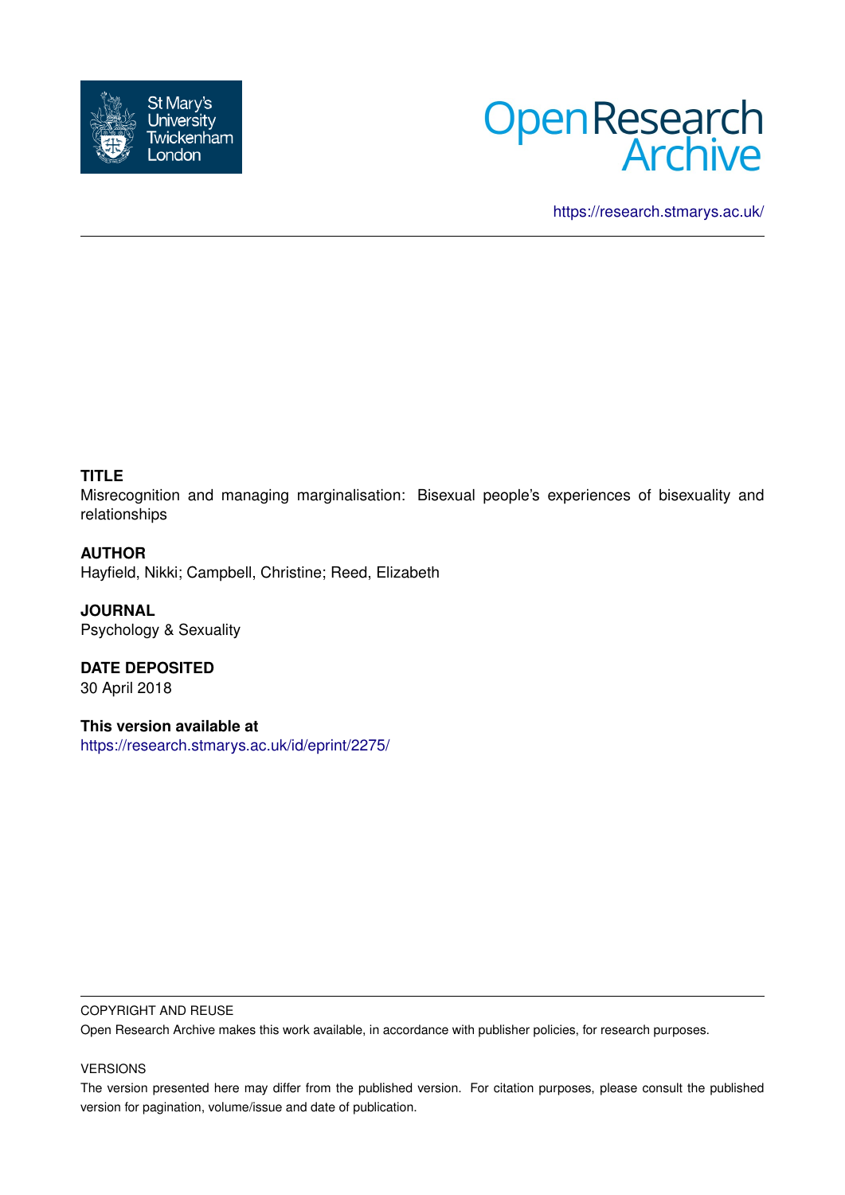St Mary's University Twickenham London

Open Research Archive

https://research.stmarys.ac.uk/

**TITLE**

Misrecognition and managing marginalisation: Bisexual people's experiences of bisexuality and relationships

**AUTHOR**

Hayfield, Nikki; Campbell, Christine; Reed, Elizabeth

**JOURNAL**

Psychology & Sexuality

**DATE DEPOSITED**

30 April 2018

**This version available at**

https://research.stmarys.ac.uk/id/eprint/2275/

COPYRIGHT AND REUSE

Open Research Archive makes this work available, in accordance with publisher policies, for research purposes.

VERSIONS

The version presented here may differ from the published version. For citation purposes, please consult the published version for pagination, volume/issue and date of publication.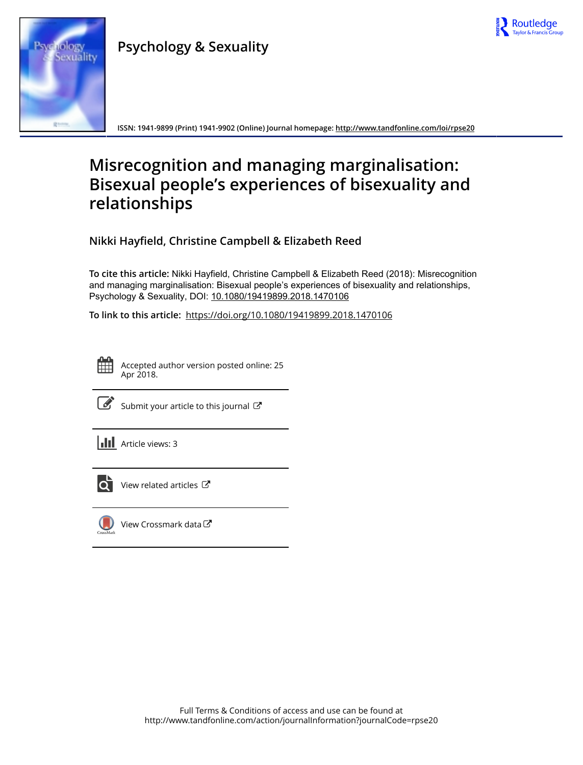# Psychology & Sexuality

ISSN: 1941-9899 (Print) 1941-9902 (Online) Journal homepage: http://www.tandfonline.com/loi/rpse20

# Misrecognition and managing marginalisation: Bisexual people's experiences of bisexuality and relationships

**Nikki Hayfield, Christine Campbell & Elizabeth Reed**

**To cite this article:** Nikki Hayfield, Christine Campbell & Elizabeth Reed (2018): Misrecognition and managing marginalisation: Bisexual people's experiences of bisexuality and relationships, Psychology & Sexuality, DOI: 10.1080/19419899.2018.1470106

**To link to this article:** https://doi.org/10.1080/19419899.2018.1470106

Accepted author version posted online: 25 Apr 2018.

Submit your article to this journal

Article views: 3

View related articles

View Crossmark data

Full Terms & Conditions of access and use can be found at http://www.tandfonline.com/action/journalInformation?journalCode=rpse20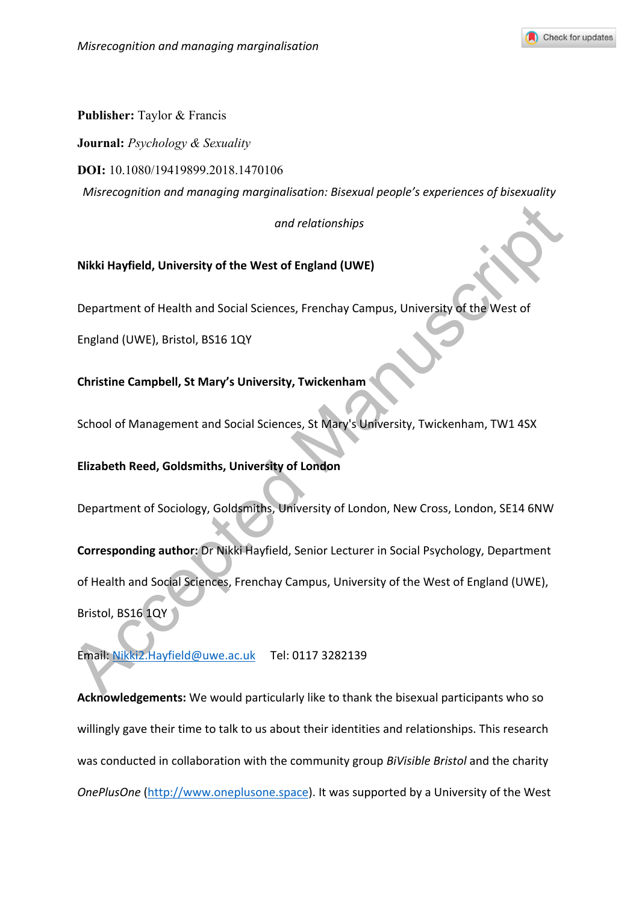**Publisher:** Taylor & Francis

**Journal:** *Psychology & Sexuality*

**DOI:** 10.1080/19419899.2018.1470106

*Misrecognition and managing marginalisation: Bisexual people's experiences of bisexuality and relationships*

**Nikki Hayfield, University of the West of England (UWE)**

Department of Health and Social Sciences, Frenchay Campus, University of the West of England (UWE), Bristol, BS16 1QY

**Christine Campbell, St Mary's University, Twickenham**

School of Management and Social Sciences, St Mary's University, Twickenham, TW1 4SX

**Elizabeth Reed, Goldsmiths, University of London**

Department of Sociology, Goldsmiths, University of London, New Cross, London, SE14 6NW

**Corresponding author:** Dr Nikki Hayfield, Senior Lecturer in Social Psychology, Department of Health and Social Sciences, Frenchay Campus, University of the West of England (UWE), Bristol, BS16 1QY

Email: Nikki2.Hayfield@uwe.ac.uk Tel: 0117 3282139

**Acknowledgements:** We would particularly like to thank the bisexual participants who so willingly gave their time to talk to us about their identities and relationships. This research was conducted in collaboration with the community group *BiVisible Bristol* and the charity *OnePlusOne* (http://www.oneplusone.space). It was supported by a University of the West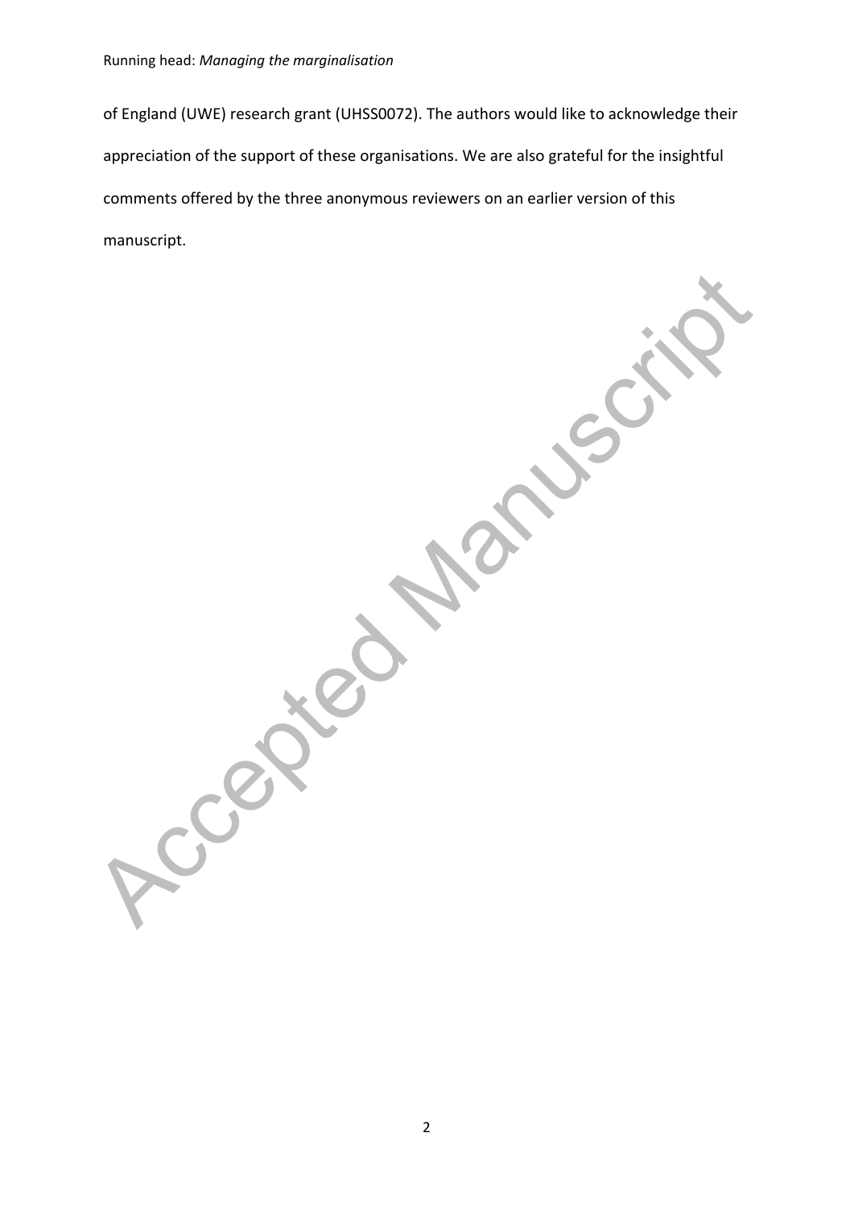of England (UWE) research grant (UHSS0072). The authors would like to acknowledge their appreciation of the support of these organisations. We are also grateful for the insightful comments offered by the three anonymous reviewers on an earlier version of this manuscript.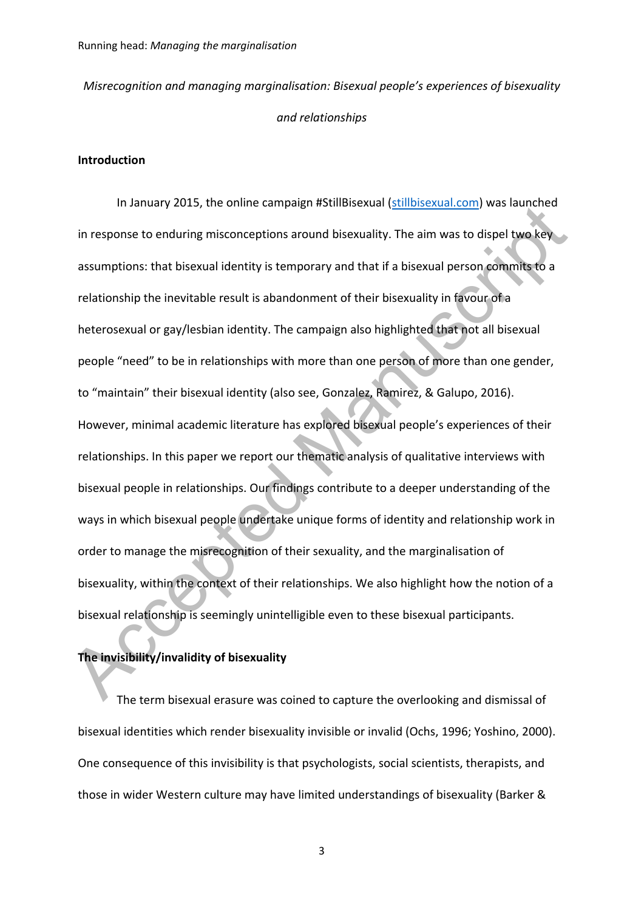*Misrecognition and managing marginalisation: Bisexual people's experiences of bisexuality and relationships*

## Introduction

In January 2015, the online campaign #StillBisexual (stillbisexual.com) was launched in response to enduring misconceptions around bisexuality. The aim was to dispel two key assumptions: that bisexual identity is temporary and that if a bisexual person commits to a relationship the inevitable result is abandonment of their bisexuality in favour of a heterosexual or gay/lesbian identity. The campaign also highlighted that not all bisexual people "need" to be in relationships with more than one person of more than one gender, to "maintain" their bisexual identity (also see, Gonzalez, Ramirez, & Galupo, 2016). However, minimal academic literature has explored bisexual people's experiences of their relationships. In this paper we report our thematic analysis of qualitative interviews with bisexual people in relationships. Our findings contribute to a deeper understanding of the ways in which bisexual people undertake unique forms of identity and relationship work in order to manage the misrecognition of their sexuality, and the marginalisation of bisexuality, within the context of their relationships. We also highlight how the notion of a bisexual relationship is seemingly unintelligible even to these bisexual participants.

## The invisibility/invalidity of bisexuality

The term bisexual erasure was coined to capture the overlooking and dismissal of bisexual identities which render bisexuality invisible or invalid (Ochs, 1996; Yoshino, 2000). One consequence of this invisibility is that psychologists, social scientists, therapists, and those in wider Western culture may have limited understandings of bisexuality (Barker &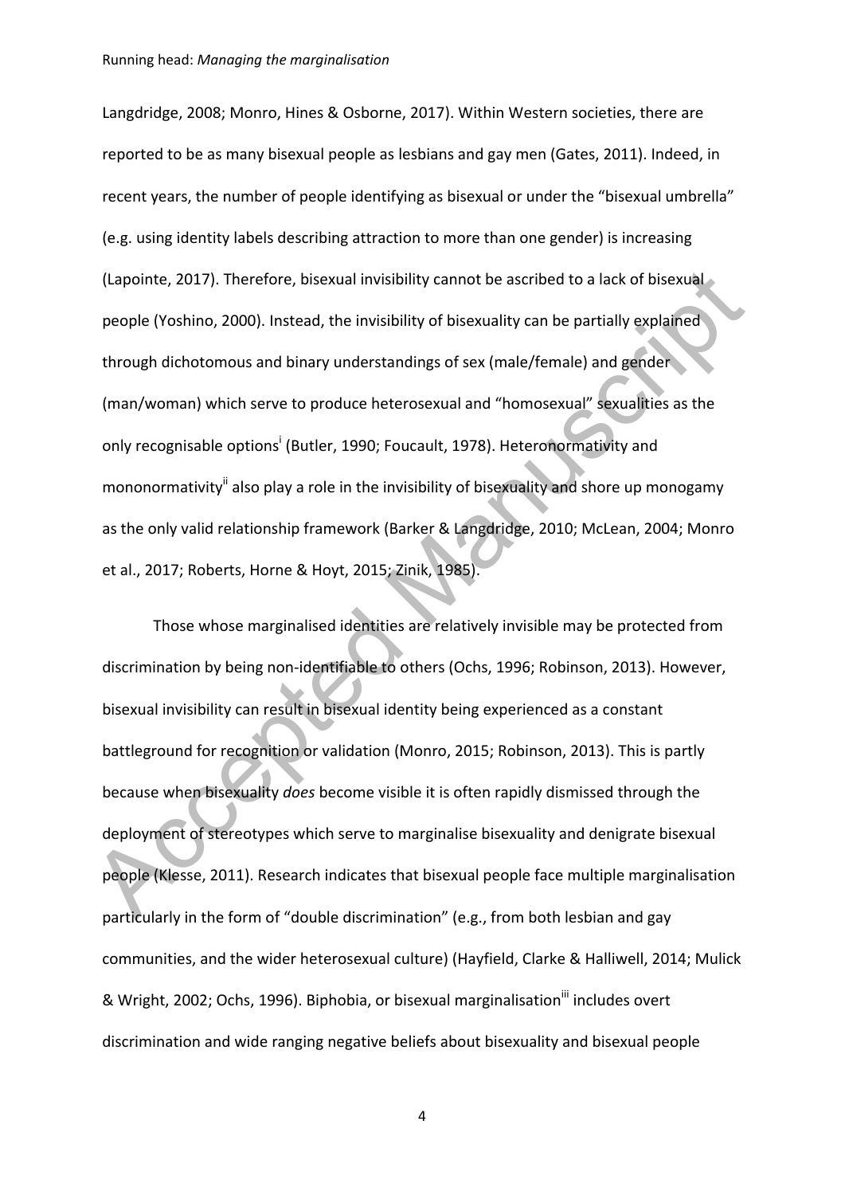Langdridge, 2008; Monro, Hines & Osborne, 2017). Within Western societies, there are reported to be as many bisexual people as lesbians and gay men (Gates, 2011). Indeed, in recent years, the number of people identifying as bisexual or under the "bisexual umbrella" (e.g. using identity labels describing attraction to more than one gender) is increasing (Lapointe, 2017). Therefore, bisexual invisibility cannot be ascribed to a lack of bisexual people (Yoshino, 2000). Instead, the invisibility of bisexuality can be partially explained through dichotomous and binary understandings of sex (male/female) and gender (man/woman) which serve to produce heterosexual and "homosexual" sexualities as the only recognisable options[i] (Butler, 1990; Foucault, 1978). Heteronormativity and mononormativity[ii] also play a role in the invisibility of bisexuality and shore up monogamy as the only valid relationship framework (Barker & Langdridge, 2010; McLean, 2004; Monro et al., 2017; Roberts, Horne & Hoyt, 2015; Zinik, 1985).

Those whose marginalised identities are relatively invisible may be protected from discrimination by being non-identifiable to others (Ochs, 1996; Robinson, 2013). However, bisexual invisibility can result in bisexual identity being experienced as a constant battleground for recognition or validation (Monro, 2015; Robinson, 2013). This is partly because when bisexuality *does* become visible it is often rapidly dismissed through the deployment of stereotypes which serve to marginalise bisexuality and denigrate bisexual people (Klesse, 2011). Research indicates that bisexual people face multiple marginalisation particularly in the form of "double discrimination" (e.g., from both lesbian and gay communities, and the wider heterosexual culture) (Hayfield, Clarke & Halliwell, 2014; Mulick & Wright, 2002; Ochs, 1996). Biphobia, or bisexual marginalisation[iii] includes overt discrimination and wide ranging negative beliefs about bisexuality and bisexual people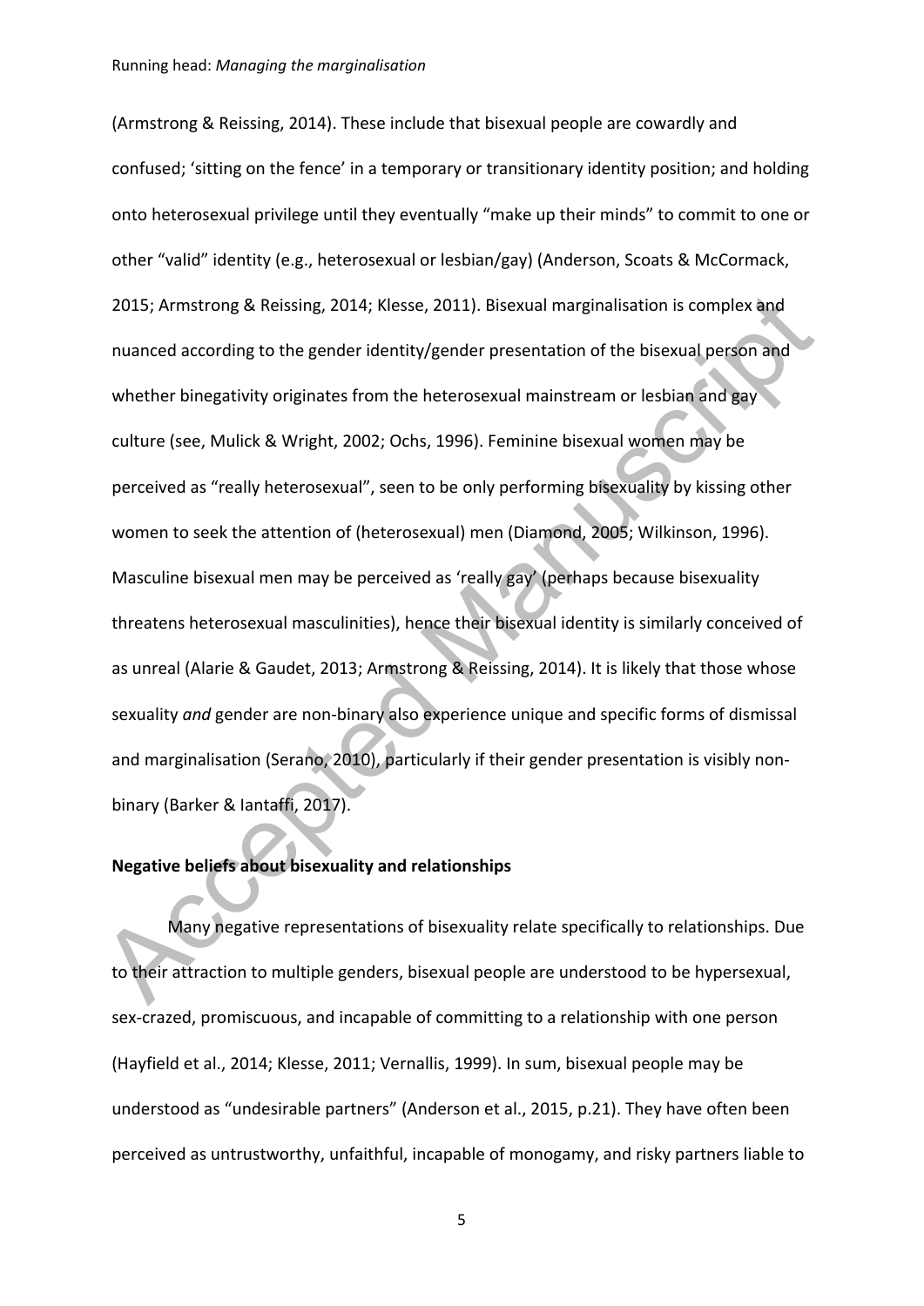(Armstrong & Reissing, 2014). These include that bisexual people are cowardly and confused; 'sitting on the fence' in a temporary or transitionary identity position; and holding onto heterosexual privilege until they eventually "make up their minds" to commit to one or other "valid" identity (e.g., heterosexual or lesbian/gay) (Anderson, Scoats & McCormack, 2015; Armstrong & Reissing, 2014; Klesse, 2011). Bisexual marginalisation is complex and nuanced according to the gender identity/gender presentation of the bisexual person and whether binegativity originates from the heterosexual mainstream or lesbian and gay culture (see, Mulick & Wright, 2002; Ochs, 1996). Feminine bisexual women may be perceived as "really heterosexual", seen to be only performing bisexuality by kissing other women to seek the attention of (heterosexual) men (Diamond, 2005; Wilkinson, 1996). Masculine bisexual men may be perceived as 'really gay' (perhaps because bisexuality threatens heterosexual masculinities), hence their bisexual identity is similarly conceived of as unreal (Alarie & Gaudet, 2013; Armstrong & Reissing, 2014). It is likely that those whose sexuality *and* gender are non-binary also experience unique and specific forms of dismissal and marginalisation (Serano, 2010), particularly if their gender presentation is visibly non-binary (Barker & Iantaffi, 2017).

**Negative beliefs about bisexuality and relationships**

Many negative representations of bisexuality relate specifically to relationships. Due to their attraction to multiple genders, bisexual people are understood to be hypersexual, sex-crazed, promiscuous, and incapable of committing to a relationship with one person (Hayfield et al., 2014; Klesse, 2011; Vernallis, 1999). In sum, bisexual people may be understood as "undesirable partners" (Anderson et al., 2015, p.21). They have often been perceived as untrustworthy, unfaithful, incapable of monogamy, and risky partners liable to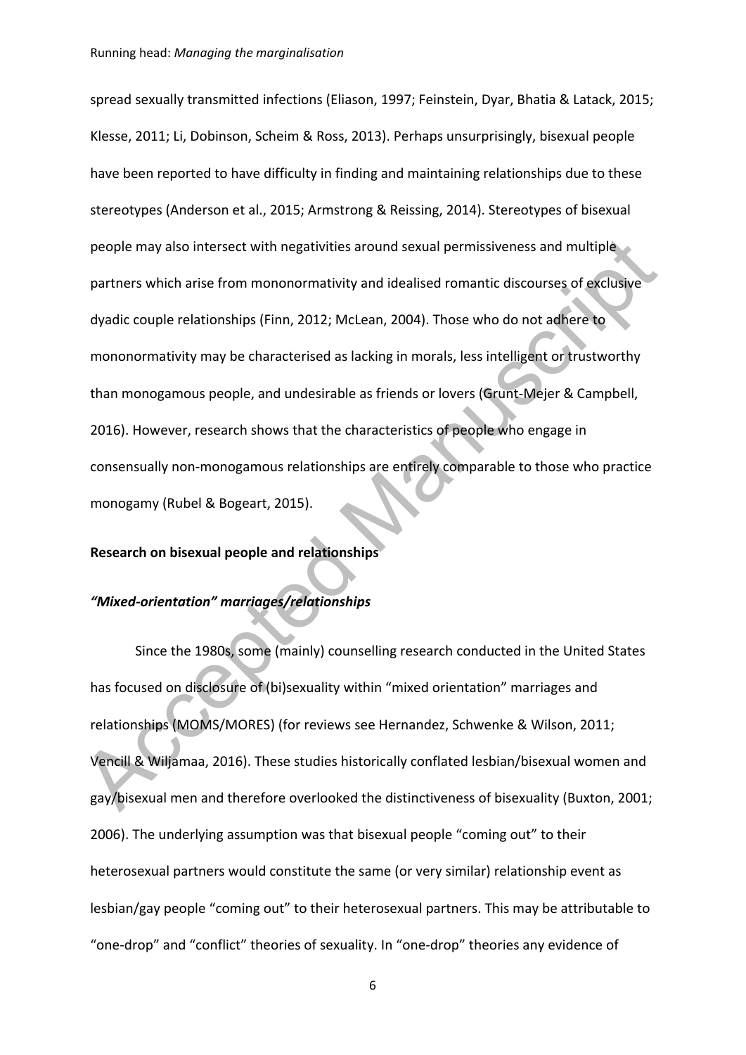spread sexually transmitted infections (Eliason, 1997; Feinstein, Dyar, Bhatia & Latack, 2015; Klesse, 2011; Li, Dobinson, Scheim & Ross, 2013). Perhaps unsurprisingly, bisexual people have been reported to have difficulty in finding and maintaining relationships due to these stereotypes (Anderson et al., 2015; Armstrong & Reissing, 2014). Stereotypes of bisexual people may also intersect with negativities around sexual permissiveness and multiple partners which arise from mononormativity and idealised romantic discourses of exclusive dyadic couple relationships (Finn, 2012; McLean, 2004). Those who do not adhere to mononormativity may be characterised as lacking in morals, less intelligent or trustworthy than monogamous people, and undesirable as friends or lovers (Grunt-Mejer & Campbell, 2016). However, research shows that the characteristics of people who engage in consensually non-monogamous relationships are entirely comparable to those who practice monogamy (Rubel & Bogeart, 2015).

## Research on bisexual people and relationships

### *"Mixed-orientation" marriages/relationships*

Since the 1980s, some (mainly) counselling research conducted in the United States has focused on disclosure of (bi)sexuality within "mixed orientation" marriages and relationships (MOMS/MORES) (for reviews see Hernandez, Schwenke & Wilson, 2011; Vencill & Wiljamaa, 2016). These studies historically conflated lesbian/bisexual women and gay/bisexual men and therefore overlooked the distinctiveness of bisexuality (Buxton, 2001; 2006). The underlying assumption was that bisexual people "coming out" to their heterosexual partners would constitute the same (or very similar) relationship event as lesbian/gay people "coming out" to their heterosexual partners. This may be attributable to "one-drop" and "conflict" theories of sexuality. In "one-drop" theories any evidence of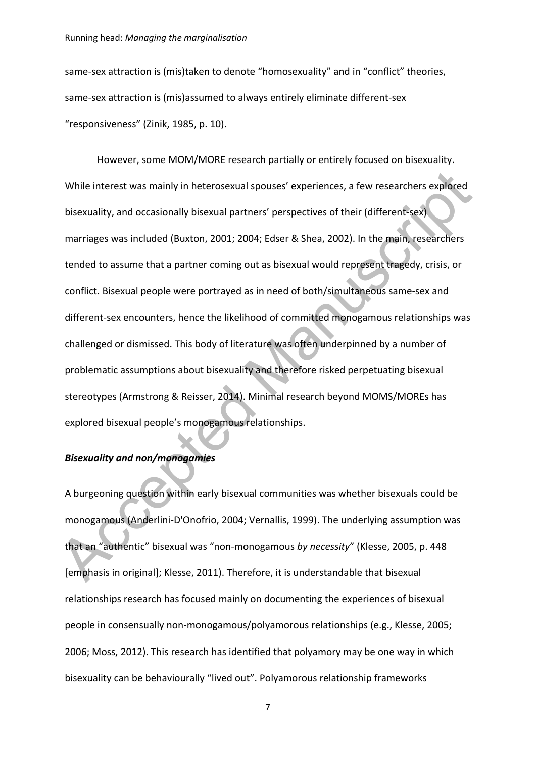same-sex attraction is (mis)taken to denote "homosexuality" and in "conflict" theories, same-sex attraction is (mis)assumed to always entirely eliminate different-sex "responsiveness" (Zinik, 1985, p. 10).

However, some MOM/MORE research partially or entirely focused on bisexuality. While interest was mainly in heterosexual spouses' experiences, a few researchers explored bisexuality, and occasionally bisexual partners' perspectives of their (different-sex) marriages was included (Buxton, 2001; 2004; Edser & Shea, 2002). In the main, researchers tended to assume that a partner coming out as bisexual would represent tragedy, crisis, or conflict. Bisexual people were portrayed as in need of both/simultaneous same-sex and different-sex encounters, hence the likelihood of committed monogamous relationships was challenged or dismissed. This body of literature was often underpinned by a number of problematic assumptions about bisexuality and therefore risked perpetuating bisexual stereotypes (Armstrong & Reisser, 2014). Minimal research beyond MOMS/MOREs has explored bisexual people's monogamous relationships.

### *Bisexuality and non/monogamies*

A burgeoning question within early bisexual communities was whether bisexuals could be monogamous (Anderlini-D'Onofrio, 2004; Vernallis, 1999). The underlying assumption was that an "authentic" bisexual was "non-monogamous *by necessity*" (Klesse, 2005, p. 448 [emphasis in original]; Klesse, 2011). Therefore, it is understandable that bisexual relationships research has focused mainly on documenting the experiences of bisexual people in consensually non-monogamous/polyamorous relationships (e.g., Klesse, 2005; 2006; Moss, 2012). This research has identified that polyamory may be one way in which bisexuality can be behaviourally "lived out". Polyamorous relationship frameworks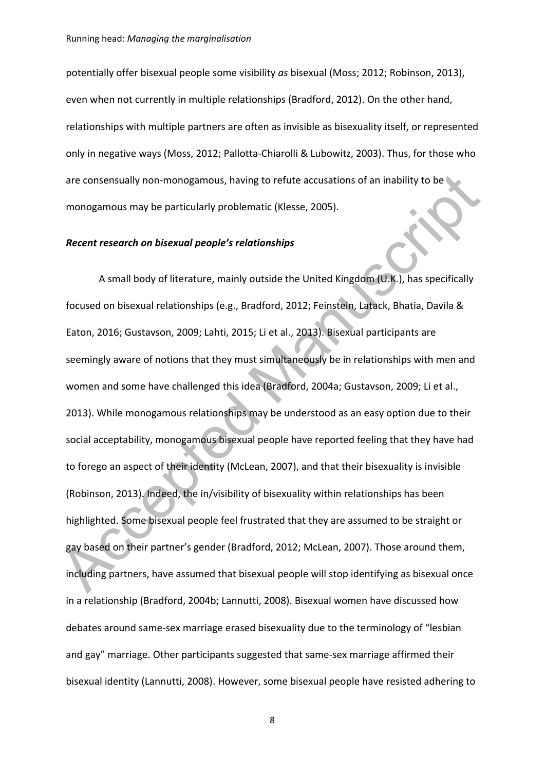potentially offer bisexual people some visibility *as* bisexual (Moss; 2012; Robinson, 2013), even when not currently in multiple relationships (Bradford, 2012). On the other hand, relationships with multiple partners are often as invisible as bisexuality itself, or represented only in negative ways (Moss, 2012; Pallotta-Chiarolli & Lubowitz, 2003). Thus, for those who are consensually non-monogamous, having to refute accusations of an inability to be monogamous may be particularly problematic (Klesse, 2005).

***Recent research on bisexual people's relationships***

A small body of literature, mainly outside the United Kingdom (U.K.), has specifically focused on bisexual relationships (e.g., Bradford, 2012; Feinstein, Latack, Bhatia, Davila & Eaton, 2016; Gustavson, 2009; Lahti, 2015; Li et al., 2013). Bisexual participants are seemingly aware of notions that they must simultaneously be in relationships with men and women and some have challenged this idea (Bradford, 2004a; Gustavson, 2009; Li et al., 2013). While monogamous relationships may be understood as an easy option due to their social acceptability, monogamous bisexual people have reported feeling that they have had to forego an aspect of their identity (McLean, 2007), and that their bisexuality is invisible (Robinson, 2013). Indeed, the in/visibility of bisexuality within relationships has been highlighted. Some bisexual people feel frustrated that they are assumed to be straight or gay based on their partner's gender (Bradford, 2012; McLean, 2007). Those around them, including partners, have assumed that bisexual people will stop identifying as bisexual once in a relationship (Bradford, 2004b; Lannutti, 2008). Bisexual women have discussed how debates around same-sex marriage erased bisexuality due to the terminology of "lesbian and gay" marriage. Other participants suggested that same-sex marriage affirmed their bisexual identity (Lannutti, 2008). However, some bisexual people have resisted adhering to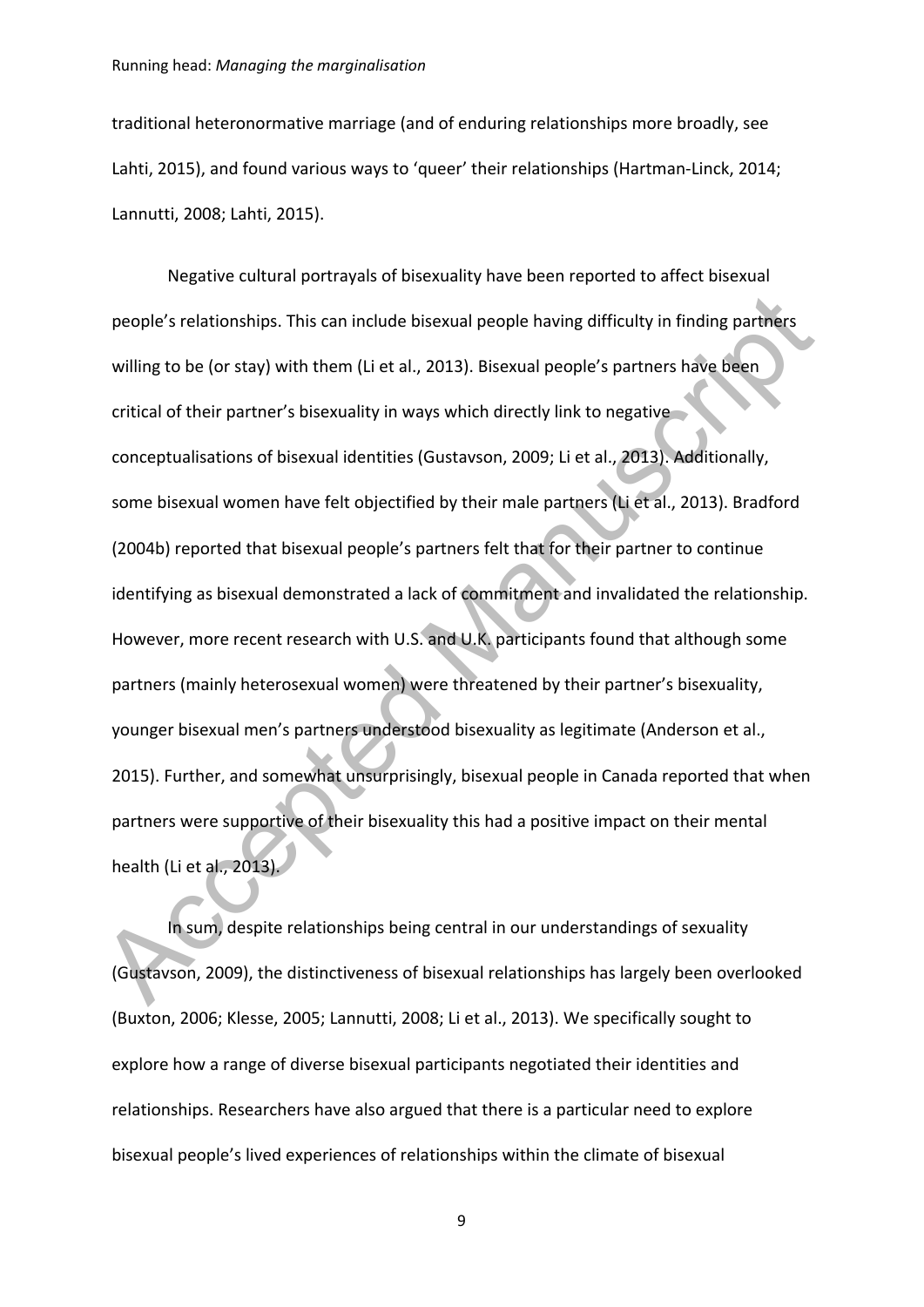traditional heteronormative marriage (and of enduring relationships more broadly, see Lahti, 2015), and found various ways to 'queer' their relationships (Hartman-Linck, 2014; Lannutti, 2008; Lahti, 2015).

Negative cultural portrayals of bisexuality have been reported to affect bisexual people's relationships. This can include bisexual people having difficulty in finding partners willing to be (or stay) with them (Li et al., 2013). Bisexual people's partners have been critical of their partner's bisexuality in ways which directly link to negative conceptualisations of bisexual identities (Gustavson, 2009; Li et al., 2013). Additionally, some bisexual women have felt objectified by their male partners (Li et al., 2013). Bradford (2004b) reported that bisexual people's partners felt that for their partner to continue identifying as bisexual demonstrated a lack of commitment and invalidated the relationship. However, more recent research with U.S. and U.K. participants found that although some partners (mainly heterosexual women) were threatened by their partner's bisexuality, younger bisexual men's partners understood bisexuality as legitimate (Anderson et al., 2015). Further, and somewhat unsurprisingly, bisexual people in Canada reported that when partners were supportive of their bisexuality this had a positive impact on their mental health (Li et al., 2013).

In sum, despite relationships being central in our understandings of sexuality (Gustavson, 2009), the distinctiveness of bisexual relationships has largely been overlooked (Buxton, 2006; Klesse, 2005; Lannutti, 2008; Li et al., 2013). We specifically sought to explore how a range of diverse bisexual participants negotiated their identities and relationships. Researchers have also argued that there is a particular need to explore bisexual people's lived experiences of relationships within the climate of bisexual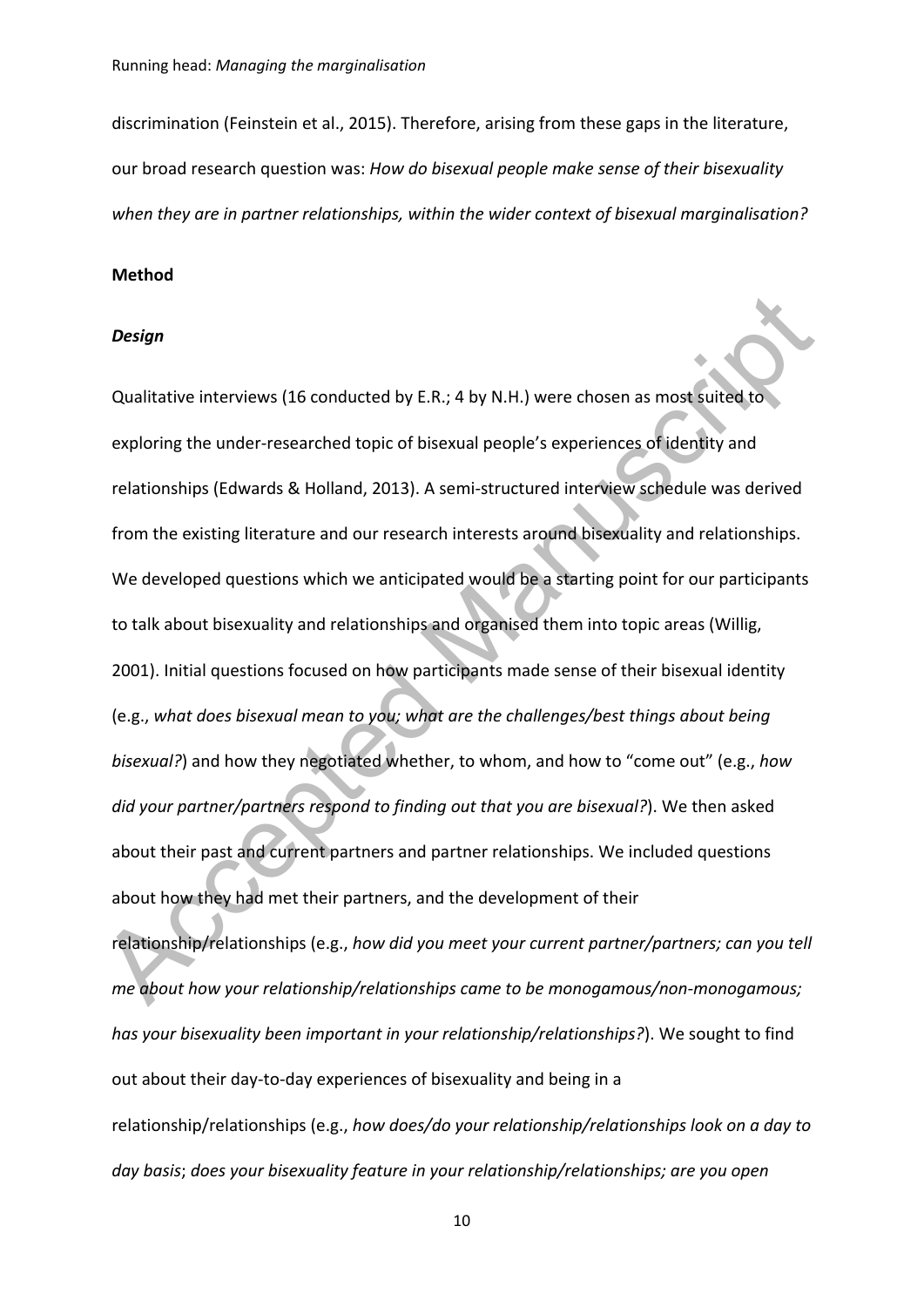discrimination (Feinstein et al., 2015). Therefore, arising from these gaps in the literature, our broad research question was: *How do bisexual people make sense of their bisexuality when they are in partner relationships, within the wider context of bisexual marginalisation?*

## Method

### *Design*

Qualitative interviews (16 conducted by E.R.; 4 by N.H.) were chosen as most suited to exploring the under-researched topic of bisexual people's experiences of identity and relationships (Edwards & Holland, 2013). A semi-structured interview schedule was derived from the existing literature and our research interests around bisexuality and relationships. We developed questions which we anticipated would be a starting point for our participants to talk about bisexuality and relationships and organised them into topic areas (Willig, 2001). Initial questions focused on how participants made sense of their bisexual identity (e.g., *what does bisexual mean to you; what are the challenges/best things about being bisexual?*) and how they negotiated whether, to whom, and how to "come out" (e.g., *how did your partner/partners respond to finding out that you are bisexual?*). We then asked about their past and current partners and partner relationships. We included questions about how they had met their partners, and the development of their relationship/relationships (e.g., *how did you meet your current partner/partners; can you tell me about how your relationship/relationships came to be monogamous/non-monogamous; has your bisexuality been important in your relationship/relationships?*). We sought to find out about their day-to-day experiences of bisexuality and being in a relationship/relationships (e.g., *how does/do your relationship/relationships look on a day to day basis*; *does your bisexuality feature in your relationship/relationships; are you open*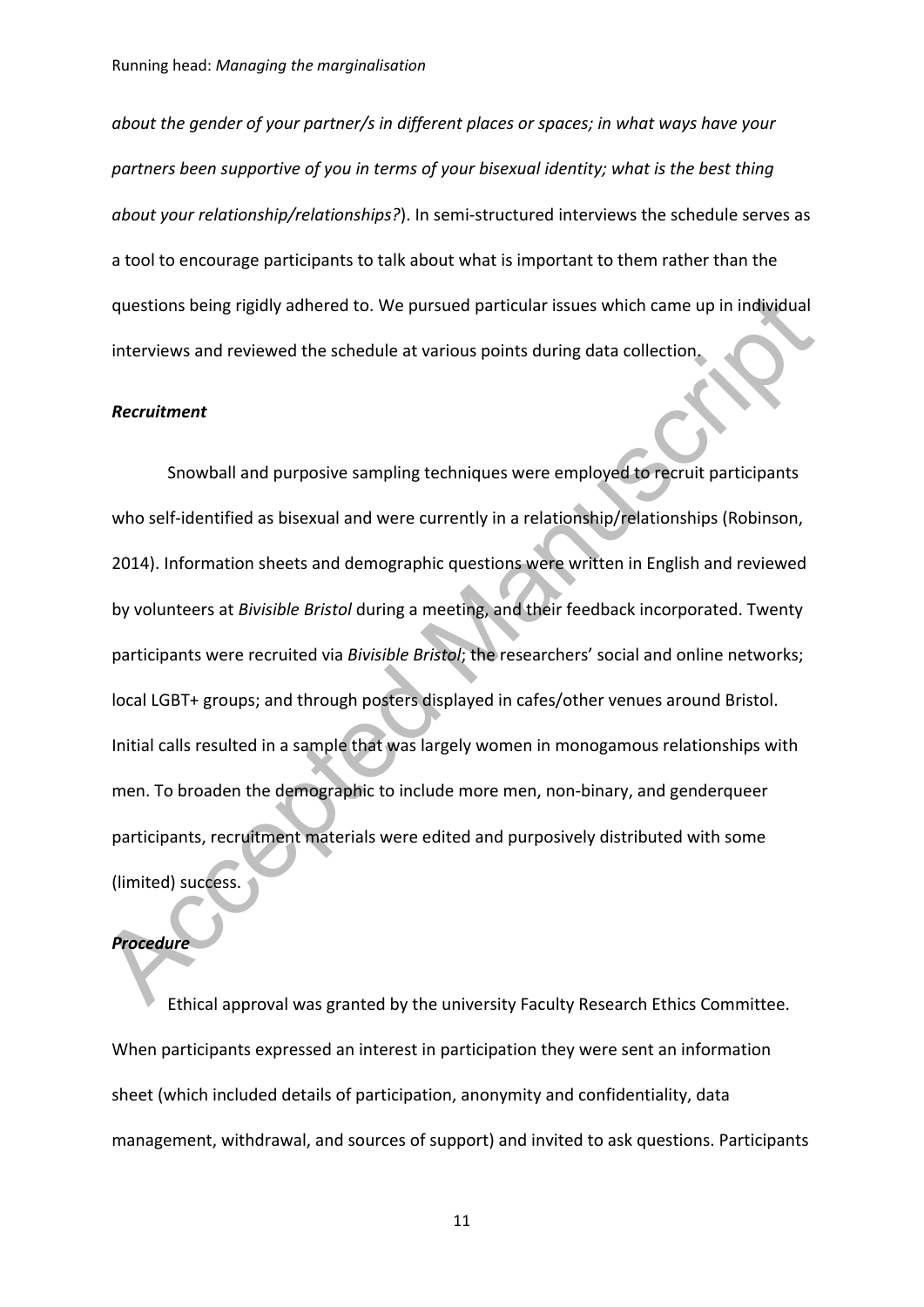*about the gender of your partner/s in different places or spaces; in what ways have your partners been supportive of you in terms of your bisexual identity; what is the best thing about your relationship/relationships?*). In semi-structured interviews the schedule serves as a tool to encourage participants to talk about what is important to them rather than the questions being rigidly adhered to. We pursued particular issues which came up in individual interviews and reviewed the schedule at various points during data collection.

***Recruitment***

Snowball and purposive sampling techniques were employed to recruit participants who self-identified as bisexual and were currently in a relationship/relationships (Robinson, 2014). Information sheets and demographic questions were written in English and reviewed by volunteers at *Bivisible Bristol* during a meeting, and their feedback incorporated. Twenty participants were recruited via *Bivisible Bristol*; the researchers' social and online networks; local LGBT+ groups; and through posters displayed in cafes/other venues around Bristol. Initial calls resulted in a sample that was largely women in monogamous relationships with men. To broaden the demographic to include more men, non-binary, and genderqueer participants, recruitment materials were edited and purposively distributed with some (limited) success.

***Procedure***

Ethical approval was granted by the university Faculty Research Ethics Committee. When participants expressed an interest in participation they were sent an information sheet (which included details of participation, anonymity and confidentiality, data management, withdrawal, and sources of support) and invited to ask questions. Participants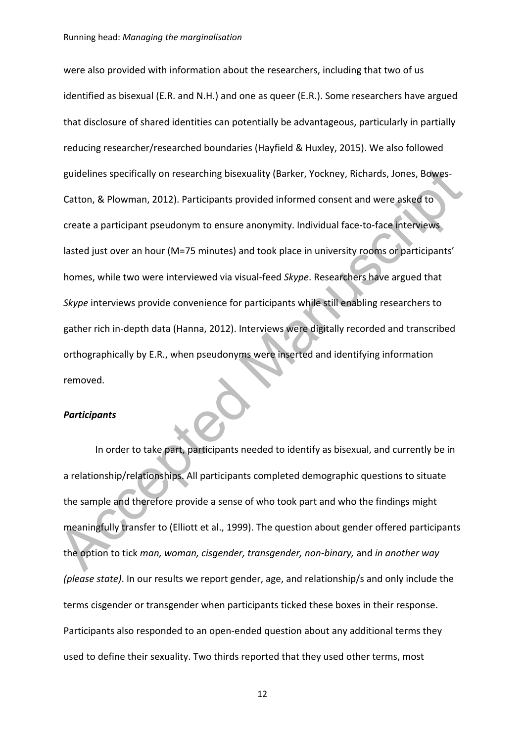were also provided with information about the researchers, including that two of us identified as bisexual (E.R. and N.H.) and one as queer (E.R.). Some researchers have argued that disclosure of shared identities can potentially be advantageous, particularly in partially reducing researcher/researched boundaries (Hayfield & Huxley, 2015). We also followed guidelines specifically on researching bisexuality (Barker, Yockney, Richards, Jones, Bowes-Catton, & Plowman, 2012). Participants provided informed consent and were asked to create a participant pseudonym to ensure anonymity. Individual face-to-face interviews lasted just over an hour (M=75 minutes) and took place in university rooms or participants' homes, while two were interviewed via visual-feed *Skype*. Researchers have argued that *Skype* interviews provide convenience for participants while still enabling researchers to gather rich in-depth data (Hanna, 2012). Interviews were digitally recorded and transcribed orthographically by E.R., when pseudonyms were inserted and identifying information removed.

### *Participants*

In order to take part, participants needed to identify as bisexual, and currently be in a relationship/relationships. All participants completed demographic questions to situate the sample and therefore provide a sense of who took part and who the findings might meaningfully transfer to (Elliott et al., 1999). The question about gender offered participants the option to tick *man, woman, cisgender, transgender, non-binary,* and *in another way (please state)*. In our results we report gender, age, and relationship/s and only include the terms cisgender or transgender when participants ticked these boxes in their response. Participants also responded to an open-ended question about any additional terms they used to define their sexuality. Two thirds reported that they used other terms, most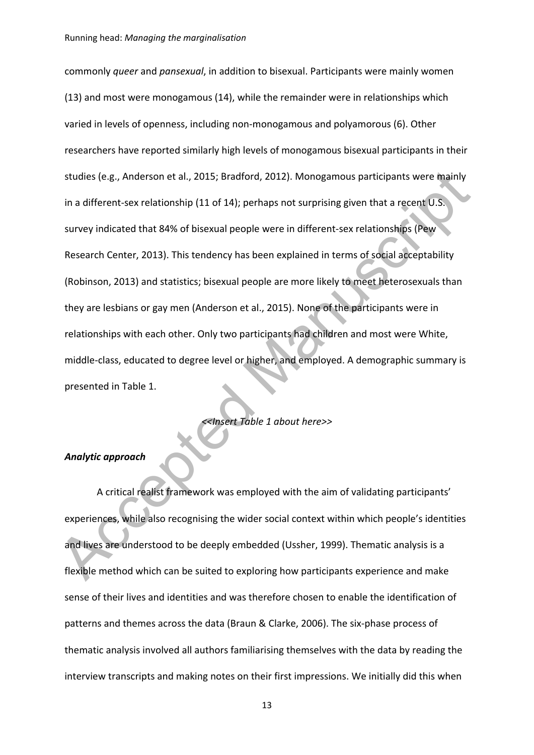commonly *queer* and *pansexual*, in addition to bisexual. Participants were mainly women (13) and most were monogamous (14), while the remainder were in relationships which varied in levels of openness, including non-monogamous and polyamorous (6). Other researchers have reported similarly high levels of monogamous bisexual participants in their studies (e.g., Anderson et al., 2015; Bradford, 2012). Monogamous participants were mainly in a different-sex relationship (11 of 14); perhaps not surprising given that a recent U.S. survey indicated that 84% of bisexual people were in different-sex relationships (Pew Research Center, 2013). This tendency has been explained in terms of social acceptability (Robinson, 2013) and statistics; bisexual people are more likely to meet heterosexuals than they are lesbians or gay men (Anderson et al., 2015). None of the participants were in relationships with each other. Only two participants had children and most were White, middle-class, educated to degree level or higher, and employed. A demographic summary is presented in Table 1.

*<<Insert Table 1 about here>>*

***Analytic approach***

A critical realist framework was employed with the aim of validating participants' experiences, while also recognising the wider social context within which people's identities and lives are understood to be deeply embedded (Ussher, 1999). Thematic analysis is a flexible method which can be suited to exploring how participants experience and make sense of their lives and identities and was therefore chosen to enable the identification of patterns and themes across the data (Braun & Clarke, 2006). The six-phase process of thematic analysis involved all authors familiarising themselves with the data by reading the interview transcripts and making notes on their first impressions. We initially did this when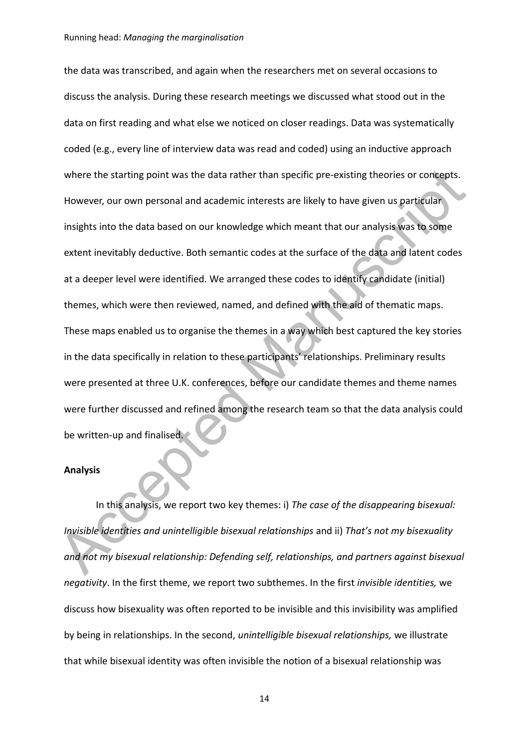the data was transcribed, and again when the researchers met on several occasions to discuss the analysis. During these research meetings we discussed what stood out in the data on first reading and what else we noticed on closer readings. Data was systematically coded (e.g., every line of interview data was read and coded) using an inductive approach where the starting point was the data rather than specific pre-existing theories or concepts. However, our own personal and academic interests are likely to have given us particular insights into the data based on our knowledge which meant that our analysis was to some extent inevitably deductive. Both semantic codes at the surface of the data and latent codes at a deeper level were identified. We arranged these codes to identify candidate (initial) themes, which were then reviewed, named, and defined with the aid of thematic maps. These maps enabled us to organise the themes in a way which best captured the key stories in the data specifically in relation to these participants' relationships. Preliminary results were presented at three U.K. conferences, before our candidate themes and theme names were further discussed and refined among the research team so that the data analysis could be written-up and finalised.

**Analysis**

In this analysis, we report two key themes: i) *The case of the disappearing bisexual: Invisible identities and unintelligible bisexual relationships* and ii) *That's not my bisexuality and not my bisexual relationship: Defending self, relationships, and partners against bisexual negativity*. In the first theme, we report two subthemes. In the first *invisible identities,* we discuss how bisexuality was often reported to be invisible and this invisibility was amplified by being in relationships. In the second, *unintelligible bisexual relationships,* we illustrate that while bisexual identity was often invisible the notion of a bisexual relationship was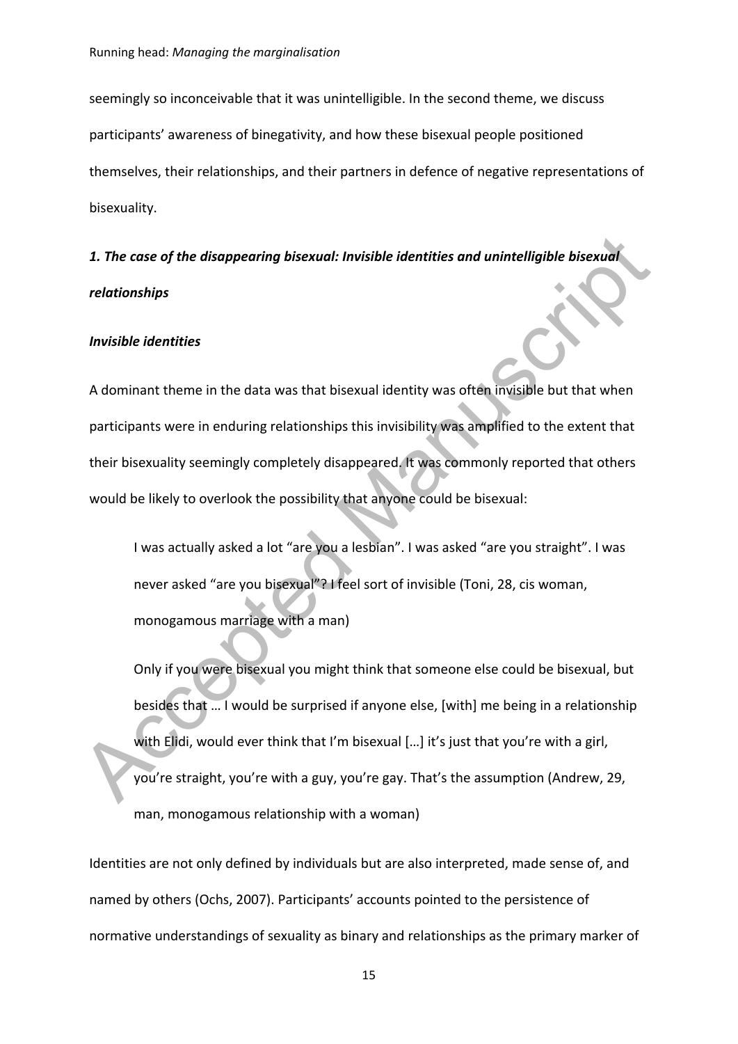seemingly so inconceivable that it was unintelligible. In the second theme, we discuss participants' awareness of binegativity, and how these bisexual people positioned themselves, their relationships, and their partners in defence of negative representations of bisexuality.

### *1. The case of the disappearing bisexual: Invisible identities and unintelligible bisexual relationships*

#### *Invisible identities*

A dominant theme in the data was that bisexual identity was often invisible but that when participants were in enduring relationships this invisibility was amplified to the extent that their bisexuality seemingly completely disappeared. It was commonly reported that others would be likely to overlook the possibility that anyone could be bisexual:

> I was actually asked a lot "are you a lesbian". I was asked "are you straight". I was never asked "are you bisexual"? I feel sort of invisible (Toni, 28, cis woman, monogamous marriage with a man)
>
> Only if you were bisexual you might think that someone else could be bisexual, but besides that … I would be surprised if anyone else, [with] me being in a relationship with Elidi, would ever think that I'm bisexual […] it's just that you're with a girl, you're straight, you're with a guy, you're gay. That's the assumption (Andrew, 29, man, monogamous relationship with a woman)

Identities are not only defined by individuals but are also interpreted, made sense of, and named by others (Ochs, 2007). Participants' accounts pointed to the persistence of normative understandings of sexuality as binary and relationships as the primary marker of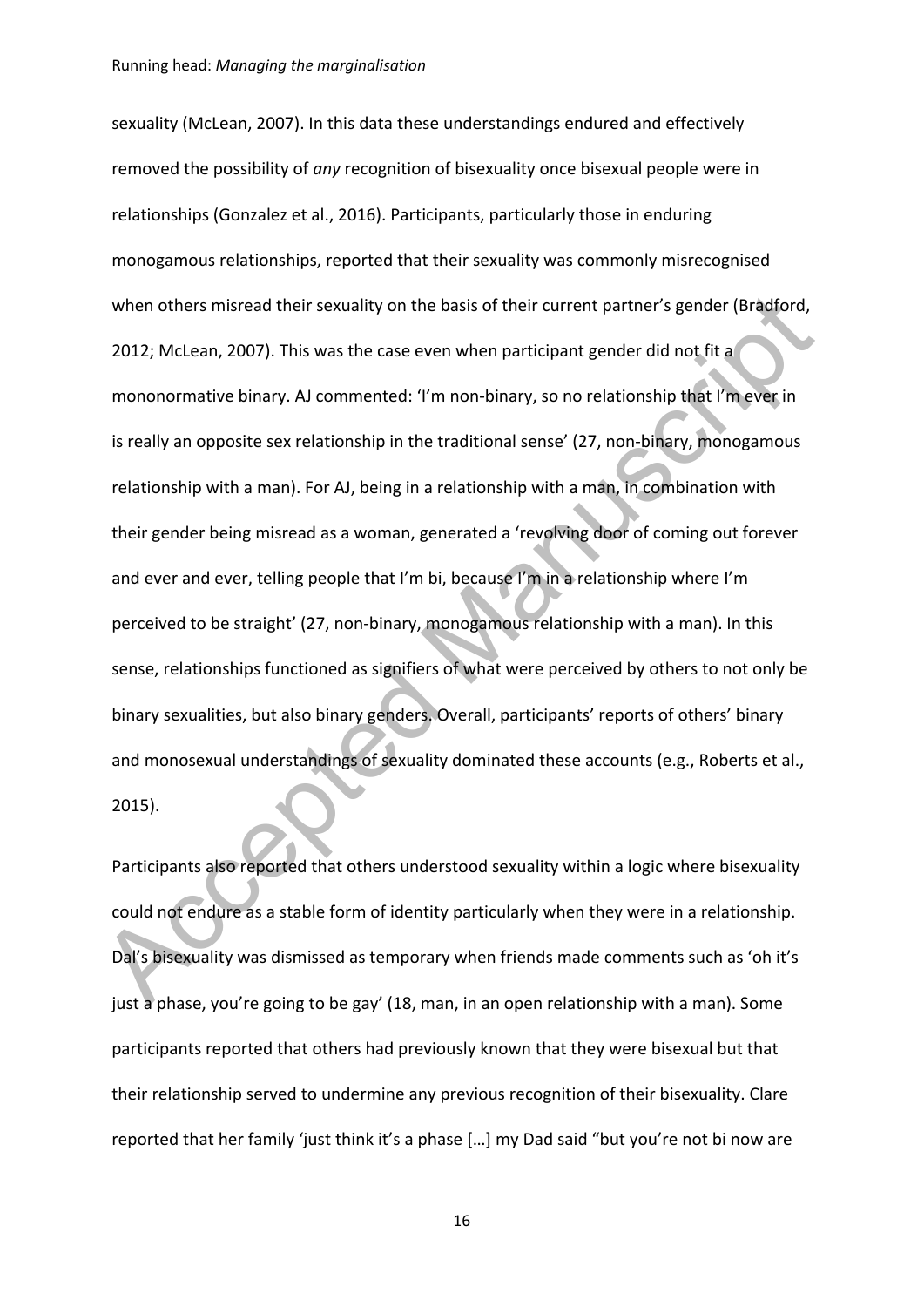sexuality (McLean, 2007). In this data these understandings endured and effectively removed the possibility of *any* recognition of bisexuality once bisexual people were in relationships (Gonzalez et al., 2016). Participants, particularly those in enduring monogamous relationships, reported that their sexuality was commonly misrecognised when others misread their sexuality on the basis of their current partner's gender (Bradford, 2012; McLean, 2007). This was the case even when participant gender did not fit a mononormative binary. AJ commented: 'I'm non-binary, so no relationship that I'm ever in is really an opposite sex relationship in the traditional sense' (27, non-binary, monogamous relationship with a man). For AJ, being in a relationship with a man, in combination with their gender being misread as a woman, generated a 'revolving door of coming out forever and ever and ever, telling people that I'm bi, because I'm in a relationship where I'm perceived to be straight' (27, non-binary, monogamous relationship with a man). In this sense, relationships functioned as signifiers of what were perceived by others to not only be binary sexualities, but also binary genders. Overall, participants' reports of others' binary and monosexual understandings of sexuality dominated these accounts (e.g., Roberts et al., 2015).

Participants also reported that others understood sexuality within a logic where bisexuality could not endure as a stable form of identity particularly when they were in a relationship. Dal's bisexuality was dismissed as temporary when friends made comments such as 'oh it's just a phase, you're going to be gay' (18, man, in an open relationship with a man). Some participants reported that others had previously known that they were bisexual but that their relationship served to undermine any previous recognition of their bisexuality. Clare reported that her family 'just think it's a phase […] my Dad said "but you're not bi now are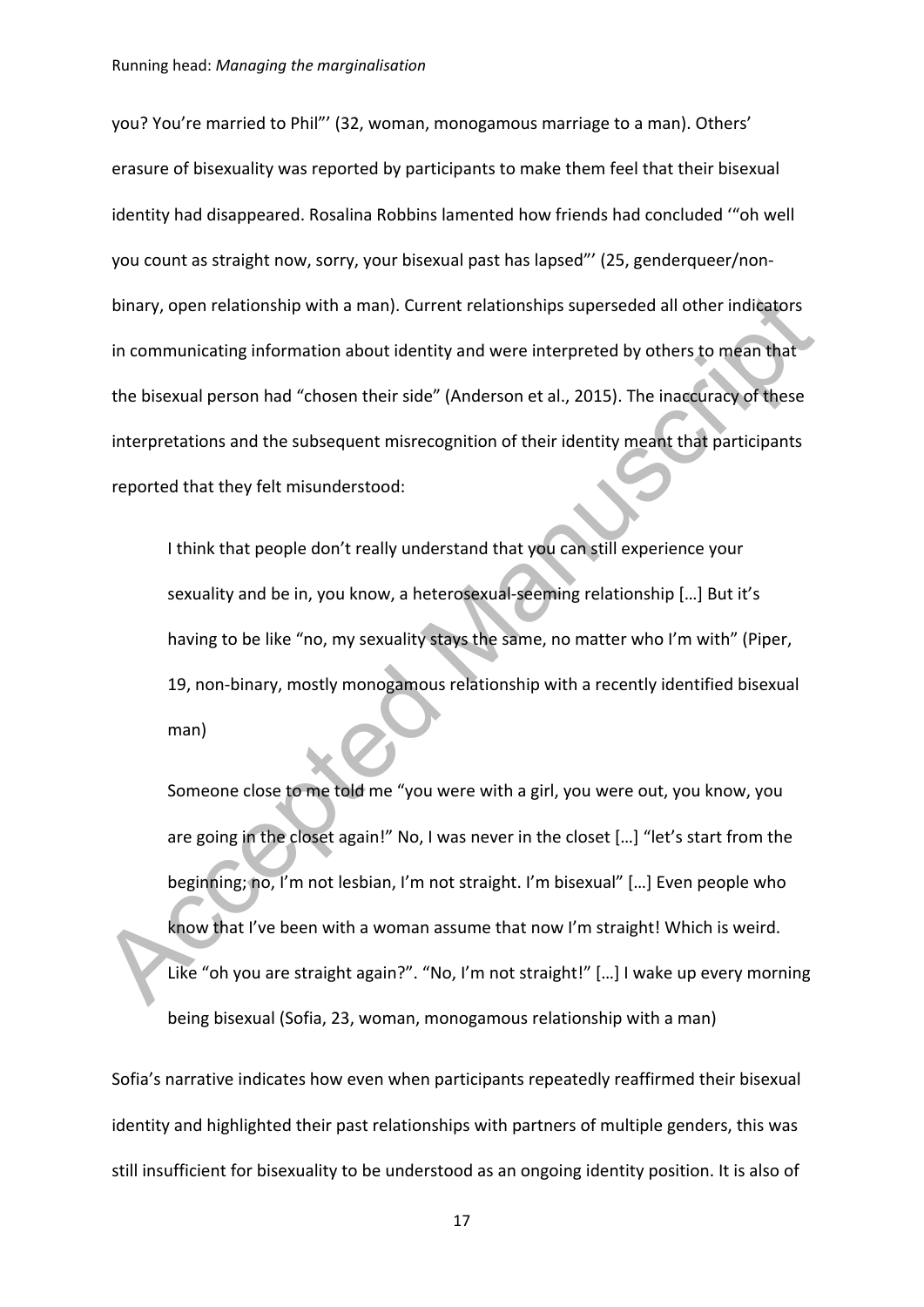you? You're married to Phil"' (32, woman, monogamous marriage to a man). Others' erasure of bisexuality was reported by participants to make them feel that their bisexual identity had disappeared. Rosalina Robbins lamented how friends had concluded '"oh well you count as straight now, sorry, your bisexual past has lapsed"' (25, genderqueer/non-binary, open relationship with a man). Current relationships superseded all other indicators in communicating information about identity and were interpreted by others to mean that the bisexual person had "chosen their side" (Anderson et al., 2015). The inaccuracy of these interpretations and the subsequent misrecognition of their identity meant that participants reported that they felt misunderstood:

> I think that people don't really understand that you can still experience your sexuality and be in, you know, a heterosexual-seeming relationship […] But it's having to be like "no, my sexuality stays the same, no matter who I'm with" (Piper, 19, non-binary, mostly monogamous relationship with a recently identified bisexual man)

> Someone close to me told me "you were with a girl, you were out, you know, you are going in the closet again!" No, I was never in the closet […] "let's start from the beginning; no, I'm not lesbian, I'm not straight. I'm bisexual" […] Even people who know that I've been with a woman assume that now I'm straight! Which is weird. Like "oh you are straight again?". "No, I'm not straight!" […] I wake up every morning being bisexual (Sofia, 23, woman, monogamous relationship with a man)

Sofia's narrative indicates how even when participants repeatedly reaffirmed their bisexual identity and highlighted their past relationships with partners of multiple genders, this was still insufficient for bisexuality to be understood as an ongoing identity position. It is also of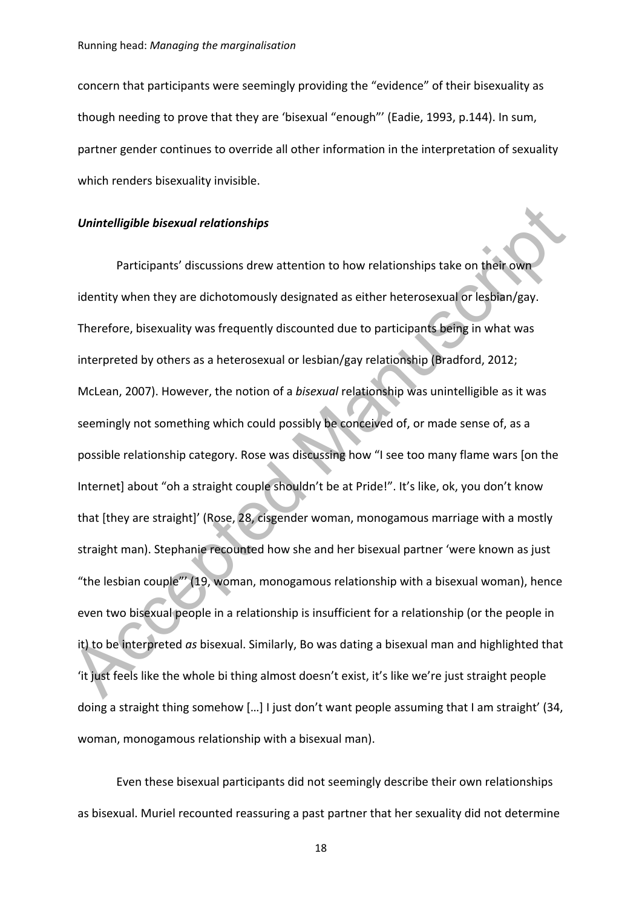concern that participants were seemingly providing the "evidence" of their bisexuality as though needing to prove that they are 'bisexual "enough"' (Eadie, 1993, p.144). In sum, partner gender continues to override all other information in the interpretation of sexuality which renders bisexuality invisible.

***Unintelligible bisexual relationships***

Participants' discussions drew attention to how relationships take on their own identity when they are dichotomously designated as either heterosexual or lesbian/gay. Therefore, bisexuality was frequently discounted due to participants being in what was interpreted by others as a heterosexual or lesbian/gay relationship (Bradford, 2012; McLean, 2007). However, the notion of a *bisexual* relationship was unintelligible as it was seemingly not something which could possibly be conceived of, or made sense of, as a possible relationship category. Rose was discussing how "I see too many flame wars [on the Internet] about "oh a straight couple shouldn't be at Pride!". It's like, ok, you don't know that [they are straight]' (Rose, 28, cisgender woman, monogamous marriage with a mostly straight man). Stephanie recounted how she and her bisexual partner 'were known as just "the lesbian couple"' (19, woman, monogamous relationship with a bisexual woman), hence even two bisexual people in a relationship is insufficient for a relationship (or the people in it) to be interpreted *as* bisexual. Similarly, Bo was dating a bisexual man and highlighted that 'it just feels like the whole bi thing almost doesn't exist, it's like we're just straight people doing a straight thing somehow […] I just don't want people assuming that I am straight' (34, woman, monogamous relationship with a bisexual man).

Even these bisexual participants did not seemingly describe their own relationships as bisexual. Muriel recounted reassuring a past partner that her sexuality did not determine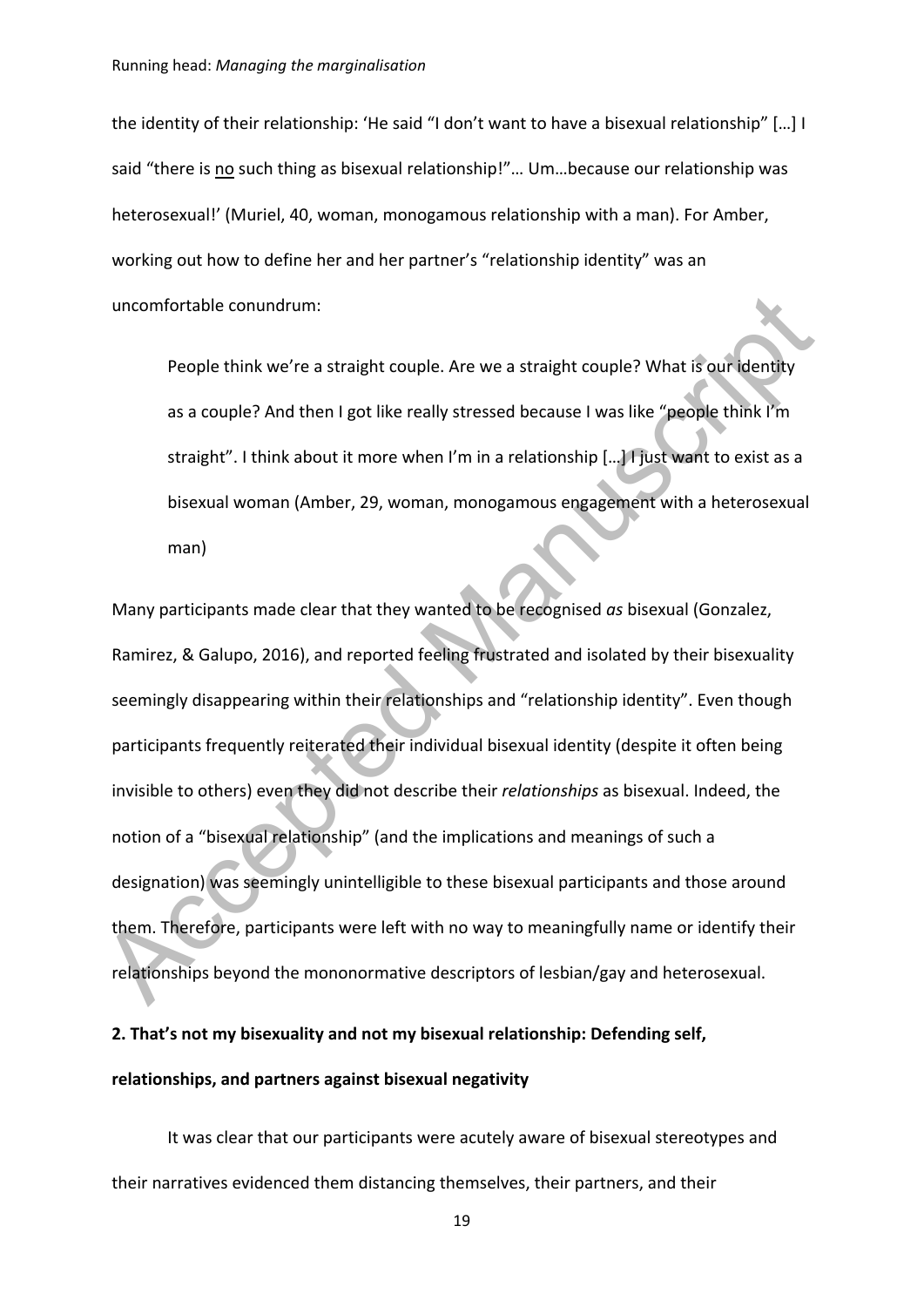the identity of their relationship: 'He said "I don't want to have a bisexual relationship" […] I said "there is no such thing as bisexual relationship!"… Um…because our relationship was heterosexual!' (Muriel, 40, woman, monogamous relationship with a man). For Amber, working out how to define her and her partner's "relationship identity" was an uncomfortable conundrum:

> People think we're a straight couple. Are we a straight couple? What is our identity as a couple? And then I got like really stressed because I was like "people think I'm straight". I think about it more when I'm in a relationship […] I just want to exist as a bisexual woman (Amber, 29, woman, monogamous engagement with a heterosexual man)

Many participants made clear that they wanted to be recognised *as* bisexual (Gonzalez, Ramirez, & Galupo, 2016), and reported feeling frustrated and isolated by their bisexuality seemingly disappearing within their relationships and "relationship identity". Even though participants frequently reiterated their individual bisexual identity (despite it often being invisible to others) even they did not describe their *relationships* as bisexual. Indeed, the notion of a "bisexual relationship" (and the implications and meanings of such a designation) was seemingly unintelligible to these bisexual participants and those around them. Therefore, participants were left with no way to meaningfully name or identify their relationships beyond the mononormative descriptors of lesbian/gay and heterosexual.

**2. That's not my bisexuality and not my bisexual relationship: Defending self, relationships, and partners against bisexual negativity**

It was clear that our participants were acutely aware of bisexual stereotypes and their narratives evidenced them distancing themselves, their partners, and their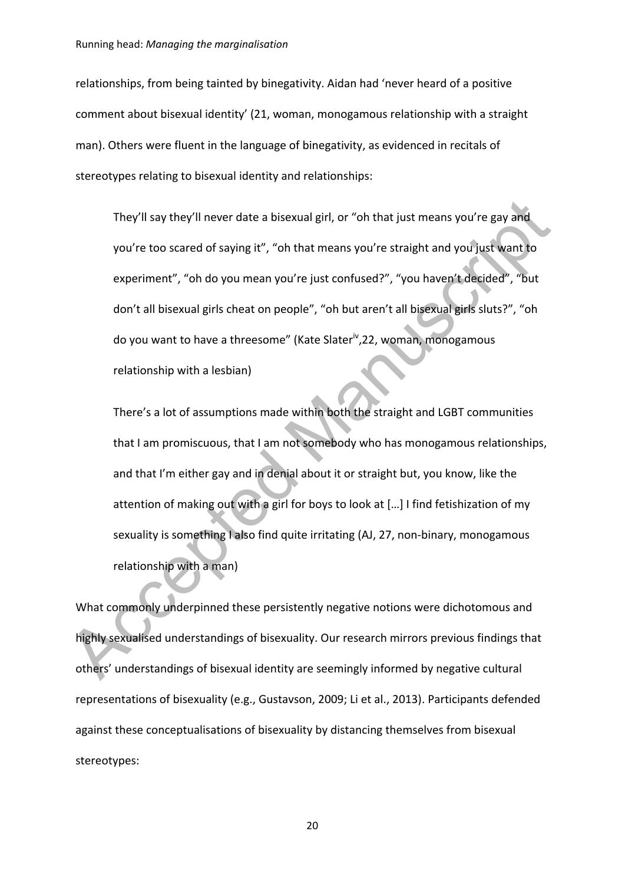relationships, from being tainted by binegativity. Aidan had 'never heard of a positive comment about bisexual identity' (21, woman, monogamous relationship with a straight man). Others were fluent in the language of binegativity, as evidenced in recitals of stereotypes relating to bisexual identity and relationships:

> They'll say they'll never date a bisexual girl, or "oh that just means you're gay and you're too scared of saying it", "oh that means you're straight and you just want to experiment", "oh do you mean you're just confused?", "you haven't decided", "but don't all bisexual girls cheat on people", "oh but aren't all bisexual girls sluts?", "oh do you want to have a threesome" (Kate Slater[iv],22, woman, monogamous relationship with a lesbian)

> There's a lot of assumptions made within both the straight and LGBT communities that I am promiscuous, that I am not somebody who has monogamous relationships, and that I'm either gay and in denial about it or straight but, you know, like the attention of making out with a girl for boys to look at […] I find fetishization of my sexuality is something I also find quite irritating (AJ, 27, non-binary, monogamous relationship with a man)

What commonly underpinned these persistently negative notions were dichotomous and highly sexualised understandings of bisexuality. Our research mirrors previous findings that others' understandings of bisexual identity are seemingly informed by negative cultural representations of bisexuality (e.g., Gustavson, 2009; Li et al., 2013). Participants defended against these conceptualisations of bisexuality by distancing themselves from bisexual stereotypes: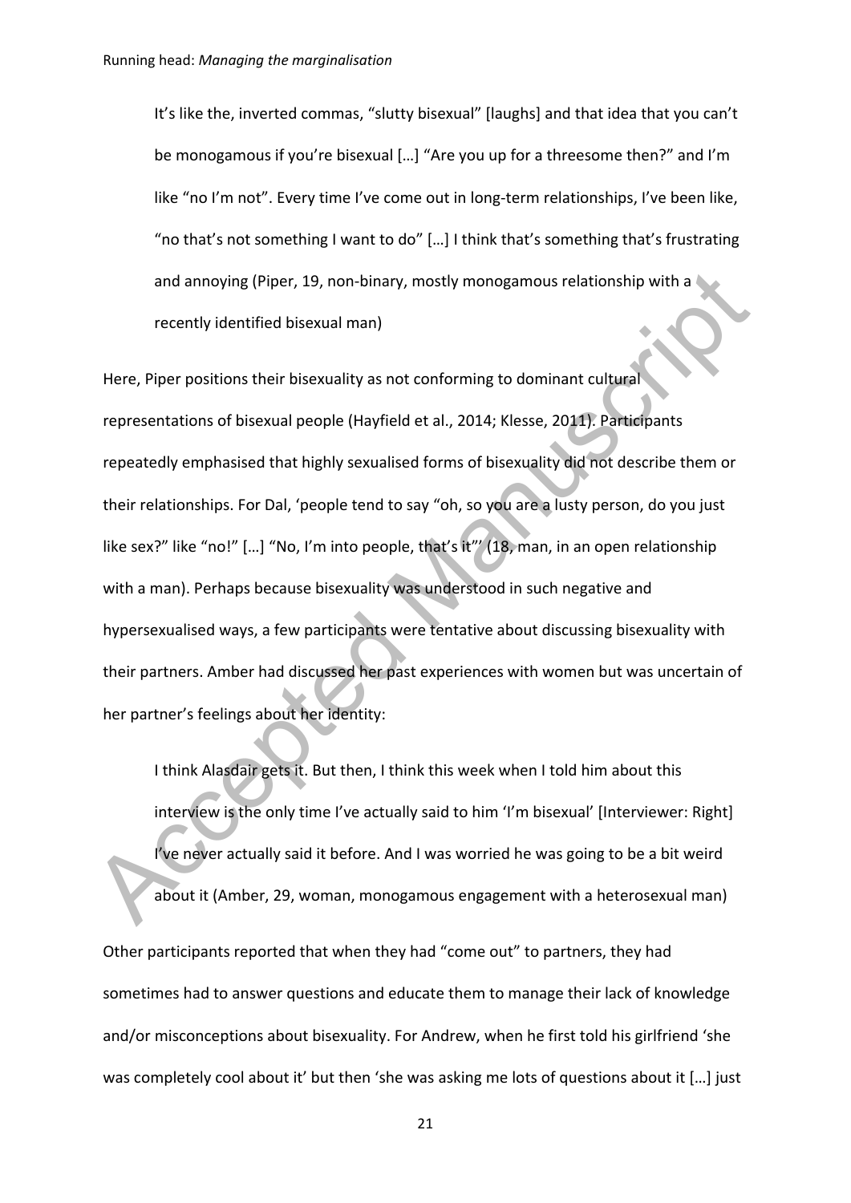> It's like the, inverted commas, "slutty bisexual" [laughs] and that idea that you can't be monogamous if you're bisexual […] "Are you up for a threesome then?" and I'm like "no I'm not". Every time I've come out in long-term relationships, I've been like, "no that's not something I want to do" […] I think that's something that's frustrating and annoying (Piper, 19, non-binary, mostly monogamous relationship with a recently identified bisexual man)

Here, Piper positions their bisexuality as not conforming to dominant cultural representations of bisexual people (Hayfield et al., 2014; Klesse, 2011). Participants repeatedly emphasised that highly sexualised forms of bisexuality did not describe them or their relationships. For Dal, 'people tend to say "oh, so you are a lusty person, do you just like sex?" like "no!" […] "No, I'm into people, that's it"' (18, man, in an open relationship with a man). Perhaps because bisexuality was understood in such negative and hypersexualised ways, a few participants were tentative about discussing bisexuality with their partners. Amber had discussed her past experiences with women but was uncertain of her partner's feelings about her identity:

> I think Alasdair gets it. But then, I think this week when I told him about this interview is the only time I've actually said to him 'I'm bisexual' [Interviewer: Right] I've never actually said it before. And I was worried he was going to be a bit weird about it (Amber, 29, woman, monogamous engagement with a heterosexual man)

Other participants reported that when they had "come out" to partners, they had sometimes had to answer questions and educate them to manage their lack of knowledge and/or misconceptions about bisexuality. For Andrew, when he first told his girlfriend 'she was completely cool about it' but then 'she was asking me lots of questions about it […] just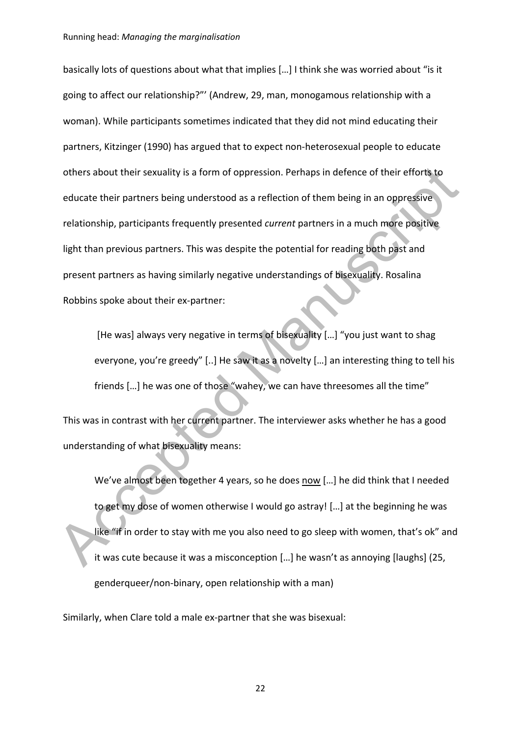basically lots of questions about what that implies […] I think she was worried about "is it going to affect our relationship?"' (Andrew, 29, man, monogamous relationship with a woman). While participants sometimes indicated that they did not mind educating their partners, Kitzinger (1990) has argued that to expect non-heterosexual people to educate others about their sexuality is a form of oppression. Perhaps in defence of their efforts to educate their partners being understood as a reflection of them being in an oppressive relationship, participants frequently presented *current* partners in a much more positive light than previous partners. This was despite the potential for reading both past and present partners as having similarly negative understandings of bisexuality. Rosalina Robbins spoke about their ex-partner:

> [He was] always very negative in terms of bisexuality […] "you just want to shag everyone, you're greedy" [..] He saw it as a novelty […] an interesting thing to tell his friends […] he was one of those "wahey, we can have threesomes all the time"

This was in contrast with her current partner. The interviewer asks whether he has a good understanding of what bisexuality means:

> We've almost been together 4 years, so he does <u>now</u> […] he did think that I needed to get my dose of women otherwise I would go astray! […] at the beginning he was like "if in order to stay with me you also need to go sleep with women, that's ok" and it was cute because it was a misconception […] he wasn't as annoying [laughs] (25, genderqueer/non-binary, open relationship with a man)

Similarly, when Clare told a male ex-partner that she was bisexual: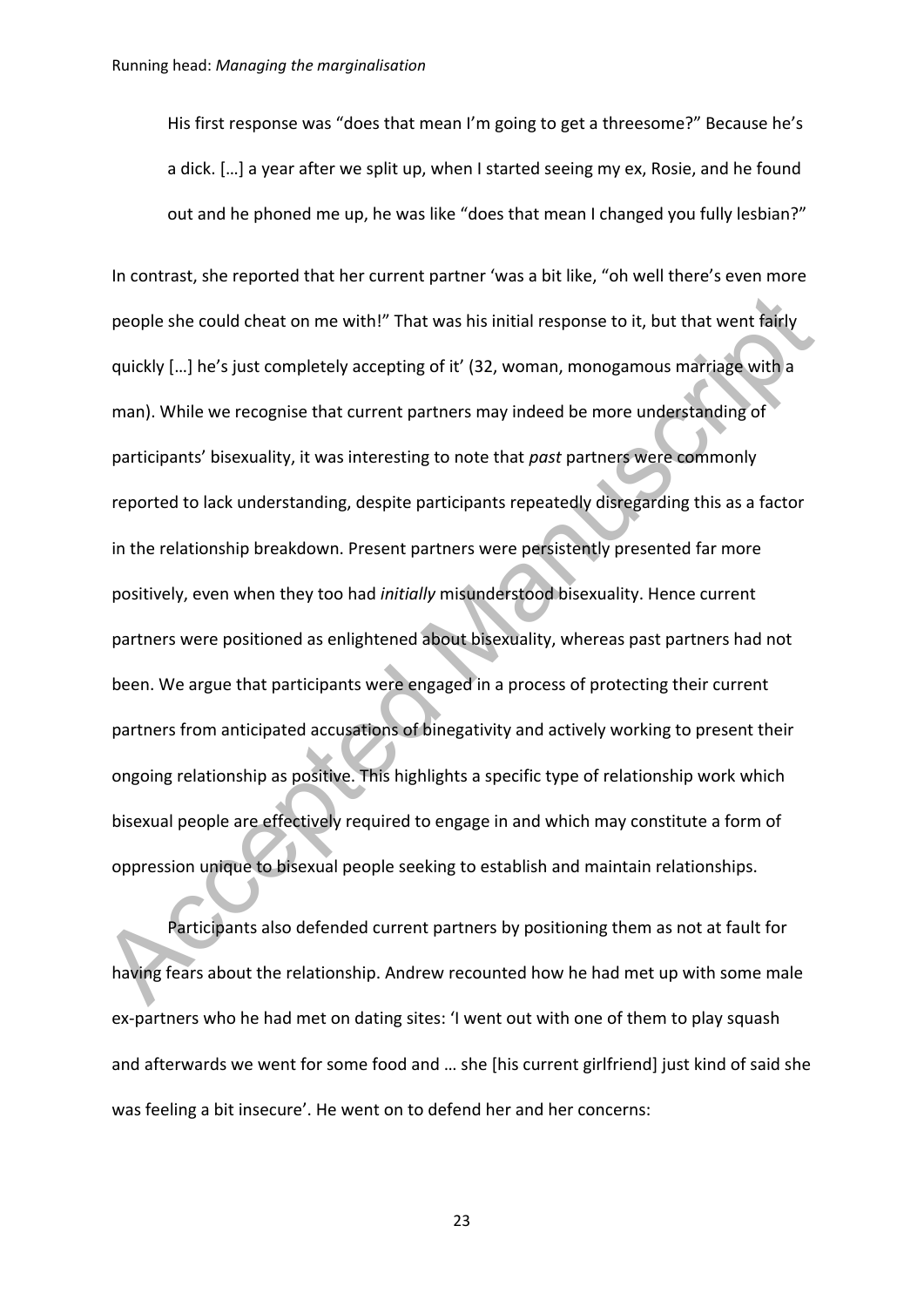> His first response was “does that mean I’m going to get a threesome?” Because he’s a dick. […] a year after we split up, when I started seeing my ex, Rosie, and he found out and he phoned me up, he was like “does that mean I changed you fully lesbian?”

In contrast, she reported that her current partner ‘was a bit like, “oh well there’s even more people she could cheat on me with!” That was his initial response to it, but that went fairly quickly […] he’s just completely accepting of it’ (32, woman, monogamous marriage with a man). While we recognise that current partners may indeed be more understanding of participants’ bisexuality, it was interesting to note that *past* partners were commonly reported to lack understanding, despite participants repeatedly disregarding this as a factor in the relationship breakdown. Present partners were persistently presented far more positively, even when they too had *initially* misunderstood bisexuality. Hence current partners were positioned as enlightened about bisexuality, whereas past partners had not been. We argue that participants were engaged in a process of protecting their current partners from anticipated accusations of binegativity and actively working to present their ongoing relationship as positive. This highlights a specific type of relationship work which bisexual people are effectively required to engage in and which may constitute a form of oppression unique to bisexual people seeking to establish and maintain relationships.

Participants also defended current partners by positioning them as not at fault for having fears about the relationship. Andrew recounted how he had met up with some male ex-partners who he had met on dating sites: ‘I went out with one of them to play squash and afterwards we went for some food and … she [his current girlfriend] just kind of said she was feeling a bit insecure’. He went on to defend her and her concerns: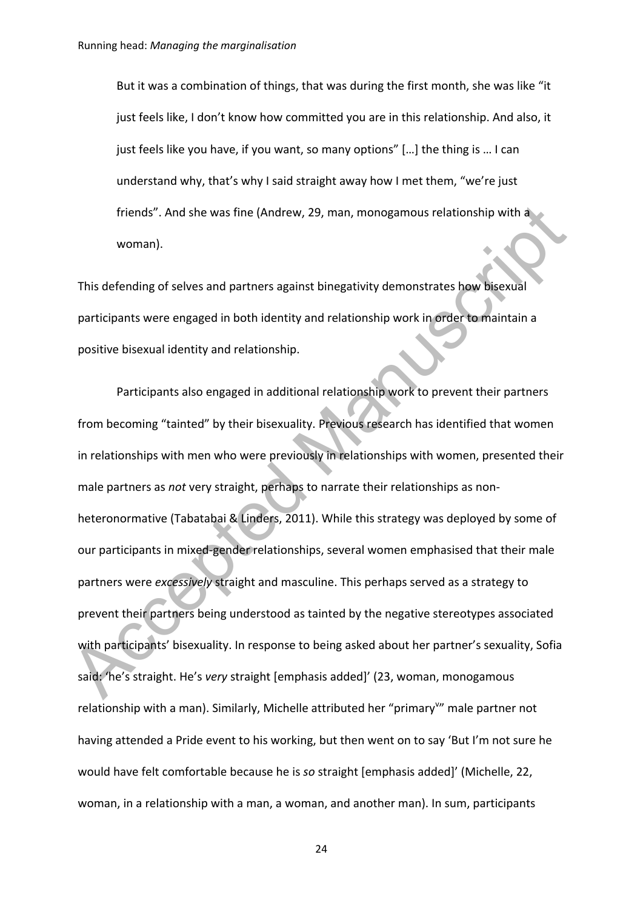> But it was a combination of things, that was during the first month, she was like "it just feels like, I don't know how committed you are in this relationship. And also, it just feels like you have, if you want, so many options" […] the thing is … I can understand why, that's why I said straight away how I met them, "we're just friends". And she was fine (Andrew, 29, man, monogamous relationship with a woman).

This defending of selves and partners against binegativity demonstrates how bisexual participants were engaged in both identity and relationship work in order to maintain a positive bisexual identity and relationship.

Participants also engaged in additional relationship work to prevent their partners from becoming "tainted" by their bisexuality. Previous research has identified that women in relationships with men who were previously in relationships with women, presented their male partners as *not* very straight, perhaps to narrate their relationships as non-heteronormative (Tabatabai & Linders, 2011). While this strategy was deployed by some of our participants in mixed-gender relationships, several women emphasised that their male partners were *excessively* straight and masculine. This perhaps served as a strategy to prevent their partners being understood as tainted by the negative stereotypes associated with participants' bisexuality. In response to being asked about her partner's sexuality, Sofia said: 'he's straight. He's *very* straight [emphasis added]' (23, woman, monogamous relationship with a man). Similarly, Michelle attributed her "primary[v]" male partner not having attended a Pride event to his working, but then went on to say 'But I'm not sure he would have felt comfortable because he is *so* straight [emphasis added]' (Michelle, 22, woman, in a relationship with a man, a woman, and another man). In sum, participants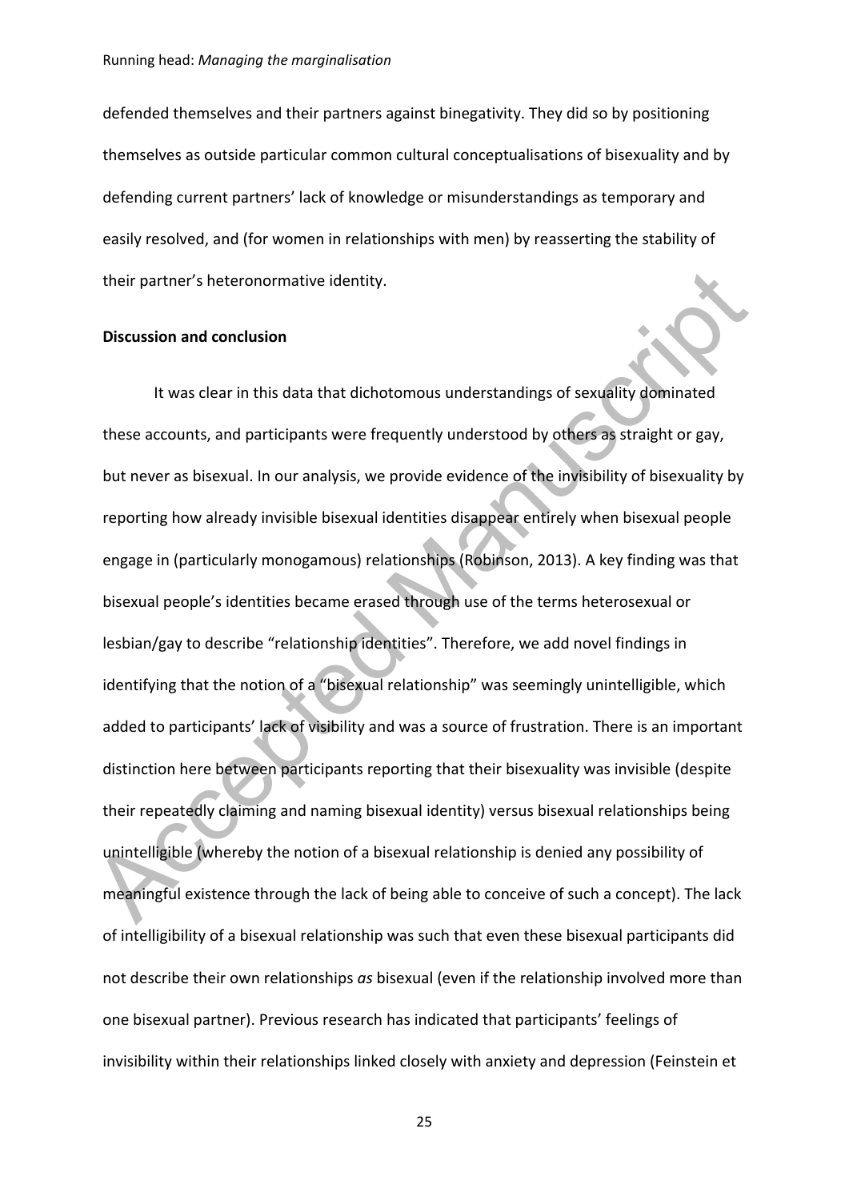defended themselves and their partners against binegativity. They did so by positioning themselves as outside particular common cultural conceptualisations of bisexuality and by defending current partners' lack of knowledge or misunderstandings as temporary and easily resolved, and (for women in relationships with men) by reasserting the stability of their partner's heteronormative identity.

## Discussion and conclusion

It was clear in this data that dichotomous understandings of sexuality dominated these accounts, and participants were frequently understood by others as straight or gay, but never as bisexual. In our analysis, we provide evidence of the invisibility of bisexuality by reporting how already invisible bisexual identities disappear entirely when bisexual people engage in (particularly monogamous) relationships (Robinson, 2013). A key finding was that bisexual people's identities became erased through use of the terms heterosexual or lesbian/gay to describe "relationship identities". Therefore, we add novel findings in identifying that the notion of a "bisexual relationship" was seemingly unintelligible, which added to participants' lack of visibility and was a source of frustration. There is an important distinction here between participants reporting that their bisexuality was invisible (despite their repeatedly claiming and naming bisexual identity) versus bisexual relationships being unintelligible (whereby the notion of a bisexual relationship is denied any possibility of meaningful existence through the lack of being able to conceive of such a concept). The lack of intelligibility of a bisexual relationship was such that even these bisexual participants did not describe their own relationships *as* bisexual (even if the relationship involved more than one bisexual partner). Previous research has indicated that participants' feelings of invisibility within their relationships linked closely with anxiety and depression (Feinstein et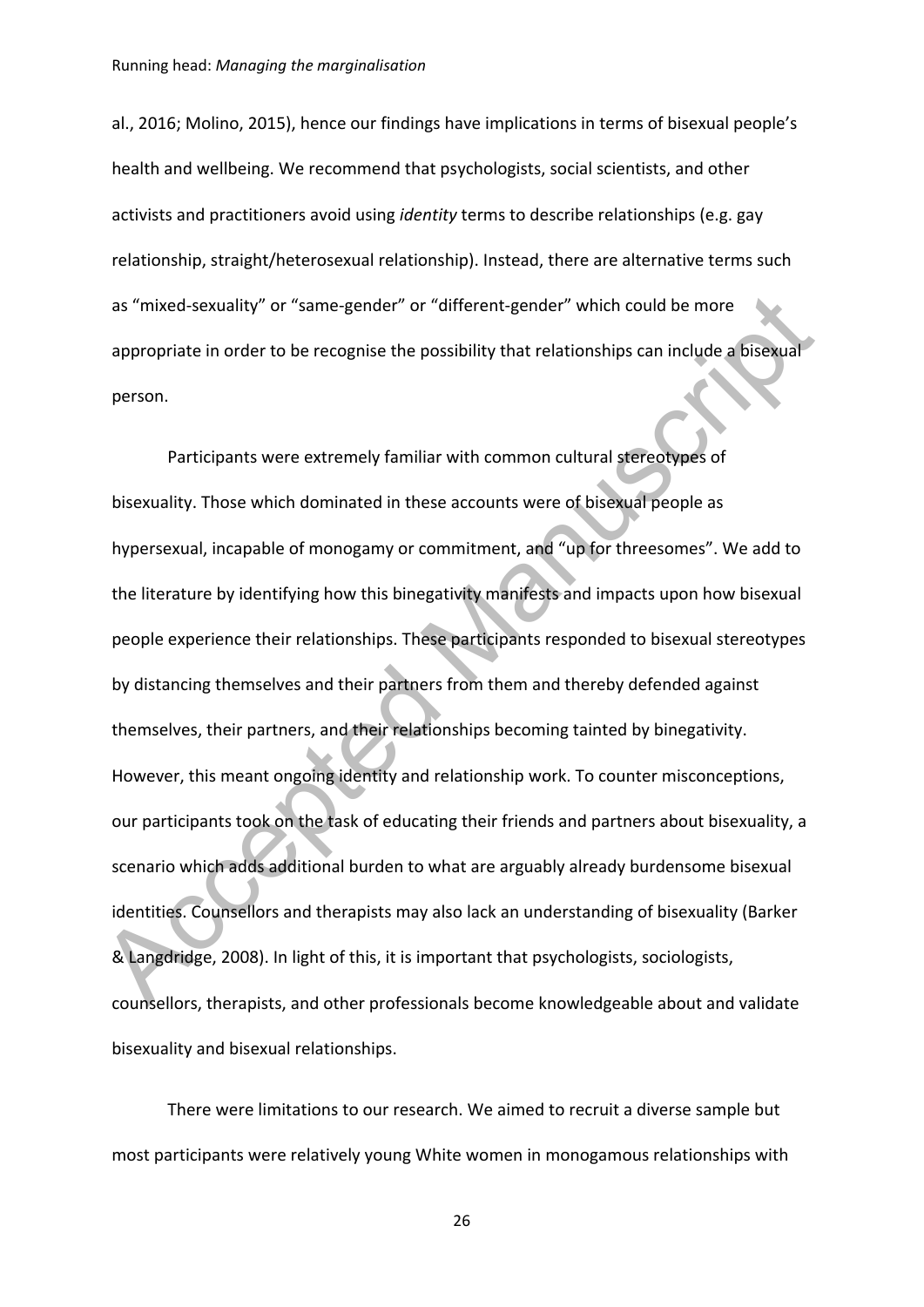al., 2016; Molino, 2015), hence our findings have implications in terms of bisexual people's health and wellbeing. We recommend that psychologists, social scientists, and other activists and practitioners avoid using *identity* terms to describe relationships (e.g. gay relationship, straight/heterosexual relationship). Instead, there are alternative terms such as "mixed-sexuality" or "same-gender" or "different-gender" which could be more appropriate in order to be recognise the possibility that relationships can include a bisexual person.

Participants were extremely familiar with common cultural stereotypes of bisexuality. Those which dominated in these accounts were of bisexual people as hypersexual, incapable of monogamy or commitment, and "up for threesomes". We add to the literature by identifying how this binegativity manifests and impacts upon how bisexual people experience their relationships. These participants responded to bisexual stereotypes by distancing themselves and their partners from them and thereby defended against themselves, their partners, and their relationships becoming tainted by binegativity. However, this meant ongoing identity and relationship work. To counter misconceptions, our participants took on the task of educating their friends and partners about bisexuality, a scenario which adds additional burden to what are arguably already burdensome bisexual identities. Counsellors and therapists may also lack an understanding of bisexuality (Barker & Langdridge, 2008). In light of this, it is important that psychologists, sociologists, counsellors, therapists, and other professionals become knowledgeable about and validate bisexuality and bisexual relationships.

There were limitations to our research. We aimed to recruit a diverse sample but most participants were relatively young White women in monogamous relationships with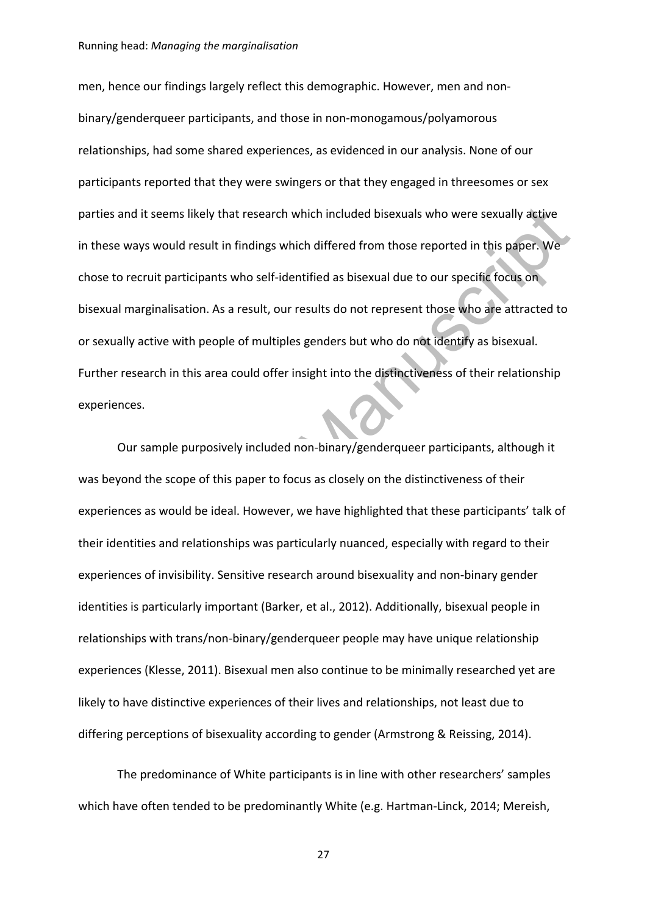men, hence our findings largely reflect this demographic. However, men and non-binary/genderqueer participants, and those in non-monogamous/polyamorous relationships, had some shared experiences, as evidenced in our analysis. None of our participants reported that they were swingers or that they engaged in threesomes or sex parties and it seems likely that research which included bisexuals who were sexually active in these ways would result in findings which differed from those reported in this paper. We chose to recruit participants who self-identified as bisexual due to our specific focus on bisexual marginalisation. As a result, our results do not represent those who are attracted to or sexually active with people of multiples genders but who do not identify as bisexual. Further research in this area could offer insight into the distinctiveness of their relationship experiences.

Our sample purposively included non-binary/genderqueer participants, although it was beyond the scope of this paper to focus as closely on the distinctiveness of their experiences as would be ideal. However, we have highlighted that these participants' talk of their identities and relationships was particularly nuanced, especially with regard to their experiences of invisibility. Sensitive research around bisexuality and non-binary gender identities is particularly important (Barker, et al., 2012). Additionally, bisexual people in relationships with trans/non-binary/genderqueer people may have unique relationship experiences (Klesse, 2011). Bisexual men also continue to be minimally researched yet are likely to have distinctive experiences of their lives and relationships, not least due to differing perceptions of bisexuality according to gender (Armstrong & Reissing, 2014).

The predominance of White participants is in line with other researchers' samples which have often tended to be predominantly White (e.g. Hartman-Linck, 2014; Mereish,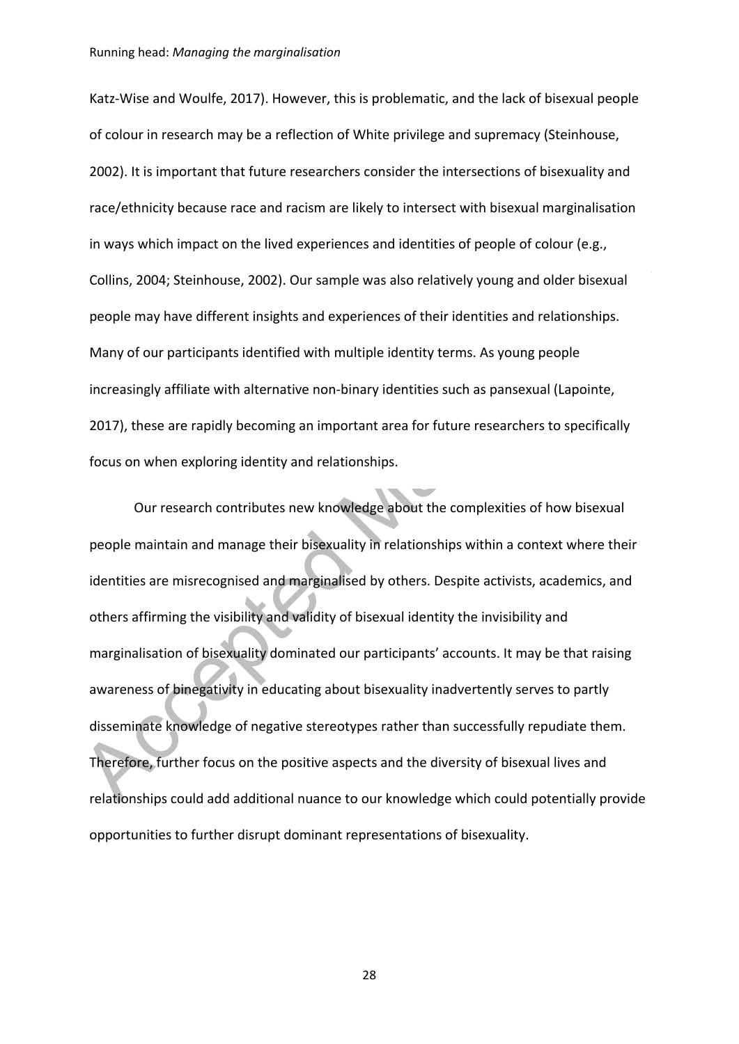Katz-Wise and Woulfe, 2017). However, this is problematic, and the lack of bisexual people of colour in research may be a reflection of White privilege and supremacy (Steinhouse, 2002). It is important that future researchers consider the intersections of bisexuality and race/ethnicity because race and racism are likely to intersect with bisexual marginalisation in ways which impact on the lived experiences and identities of people of colour (e.g., Collins, 2004; Steinhouse, 2002). Our sample was also relatively young and older bisexual people may have different insights and experiences of their identities and relationships. Many of our participants identified with multiple identity terms. As young people increasingly affiliate with alternative non-binary identities such as pansexual (Lapointe, 2017), these are rapidly becoming an important area for future researchers to specifically focus on when exploring identity and relationships.

Our research contributes new knowledge about the complexities of how bisexual people maintain and manage their bisexuality in relationships within a context where their identities are misrecognised and marginalised by others. Despite activists, academics, and others affirming the visibility and validity of bisexual identity the invisibility and marginalisation of bisexuality dominated our participants' accounts. It may be that raising awareness of binegativity in educating about bisexuality inadvertently serves to partly disseminate knowledge of negative stereotypes rather than successfully repudiate them. Therefore, further focus on the positive aspects and the diversity of bisexual lives and relationships could add additional nuance to our knowledge which could potentially provide opportunities to further disrupt dominant representations of bisexuality.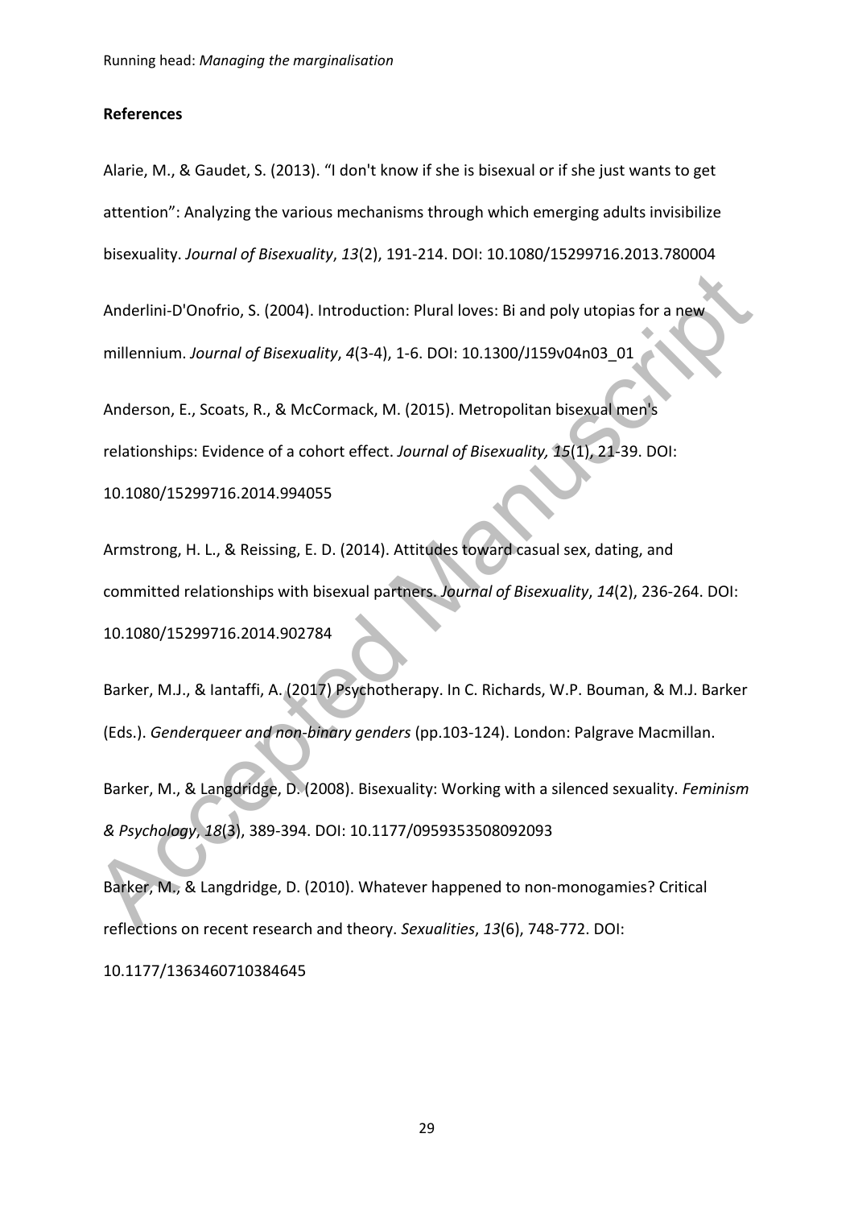**References**

Alarie, M., & Gaudet, S. (2013). “I don't know if she is bisexual or if she just wants to get attention”: Analyzing the various mechanisms through which emerging adults invisibilize bisexuality. *Journal of Bisexuality*, *13*(2), 191-214. DOI: 10.1080/15299716.2013.780004

Anderlini-D'Onofrio, S. (2004). Introduction: Plural loves: Bi and poly utopias for a new millennium. *Journal of Bisexuality*, *4*(3-4), 1-6. DOI: 10.1300/J159v04n03_01

Anderson, E., Scoats, R., & McCormack, M. (2015). Metropolitan bisexual men's relationships: Evidence of a cohort effect. *Journal of Bisexuality, 15*(1), 21-39. DOI: 10.1080/15299716.2014.994055

Armstrong, H. L., & Reissing, E. D. (2014). Attitudes toward casual sex, dating, and committed relationships with bisexual partners. *Journal of Bisexuality*, *14*(2), 236-264. DOI: 10.1080/15299716.2014.902784

Barker, M.J., & Iantaffi, A. (2017) Psychotherapy. In C. Richards, W.P. Bouman, & M.J. Barker (Eds.). *Genderqueer and non-binary genders* (pp.103-124). London: Palgrave Macmillan.

Barker, M., & Langdridge, D. (2008). Bisexuality: Working with a silenced sexuality. *Feminism & Psychology*, *18*(3), 389-394. DOI: 10.1177/0959353508092093

Barker, M., & Langdridge, D. (2010). Whatever happened to non-monogamies? Critical reflections on recent research and theory. *Sexualities*, *13*(6), 748-772. DOI: 10.1177/1363460710384645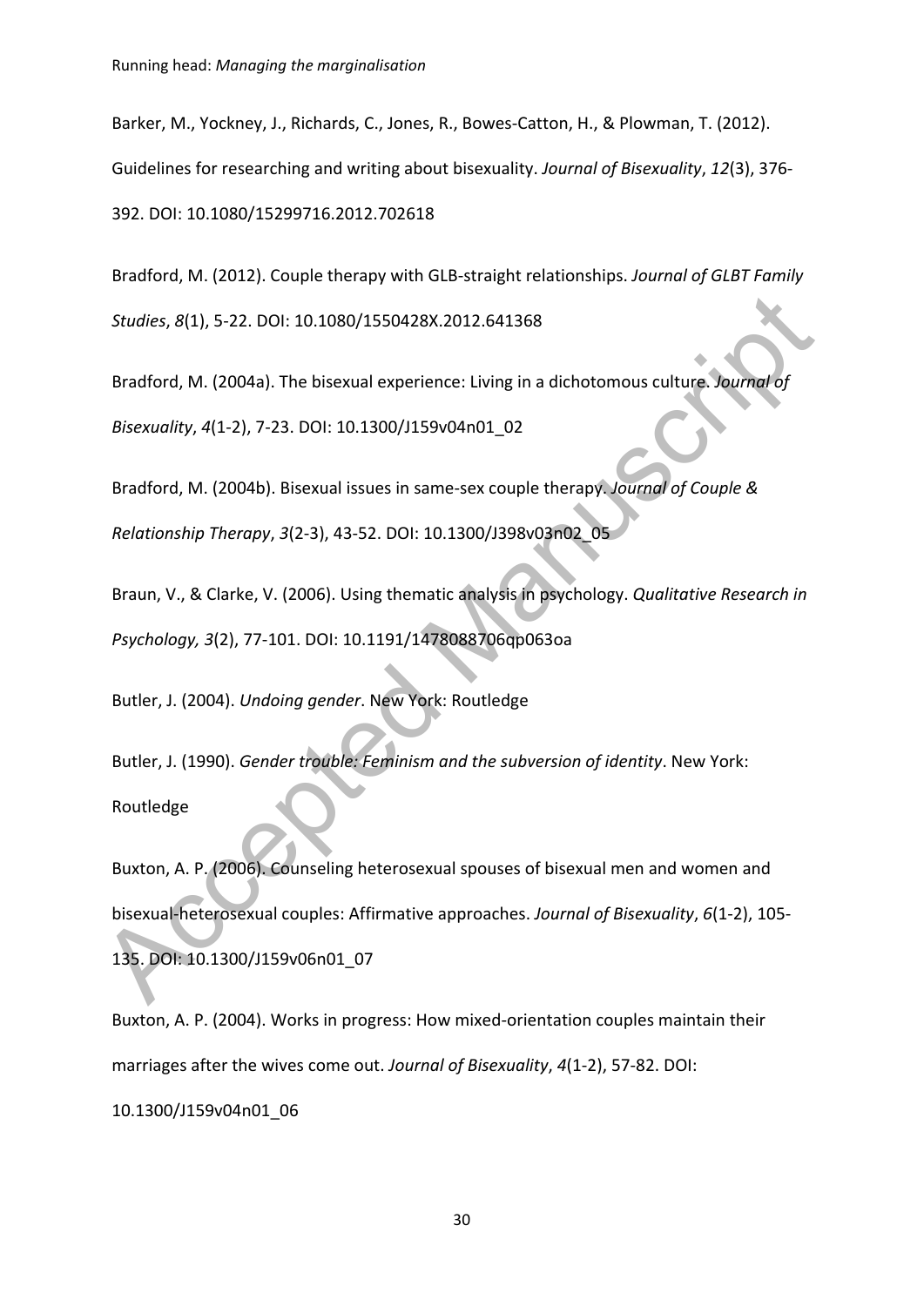Barker, M., Yockney, J., Richards, C., Jones, R., Bowes-Catton, H., & Plowman, T. (2012). Guidelines for researching and writing about bisexuality. *Journal of Bisexuality*, *12*(3), 376-392. DOI: 10.1080/15299716.2012.702618

Bradford, M. (2012). Couple therapy with GLB-straight relationships. *Journal of GLBT Family Studies*, *8*(1), 5-22. DOI: 10.1080/1550428X.2012.641368

Bradford, M. (2004a). The bisexual experience: Living in a dichotomous culture. *Journal of Bisexuality*, *4*(1-2), 7-23. DOI: 10.1300/J159v04n01_02

Bradford, M. (2004b). Bisexual issues in same-sex couple therapy. *Journal of Couple & Relationship Therapy*, *3*(2-3), 43-52. DOI: 10.1300/J398v03n02_05

Braun, V., & Clarke, V. (2006). Using thematic analysis in psychology. *Qualitative Research in Psychology, 3*(2), 77-101. DOI: 10.1191/1478088706qp063oa

Butler, J. (2004). *Undoing gender*. New York: Routledge

Butler, J. (1990). *Gender trouble: Feminism and the subversion of identity*. New York: Routledge

Buxton, A. P. (2006). Counseling heterosexual spouses of bisexual men and women and bisexual-heterosexual couples: Affirmative approaches. *Journal of Bisexuality*, *6*(1-2), 105-135. DOI: 10.1300/J159v06n01_07

Buxton, A. P. (2004). Works in progress: How mixed-orientation couples maintain their marriages after the wives come out. *Journal of Bisexuality*, *4*(1-2), 57-82. DOI: 10.1300/J159v04n01_06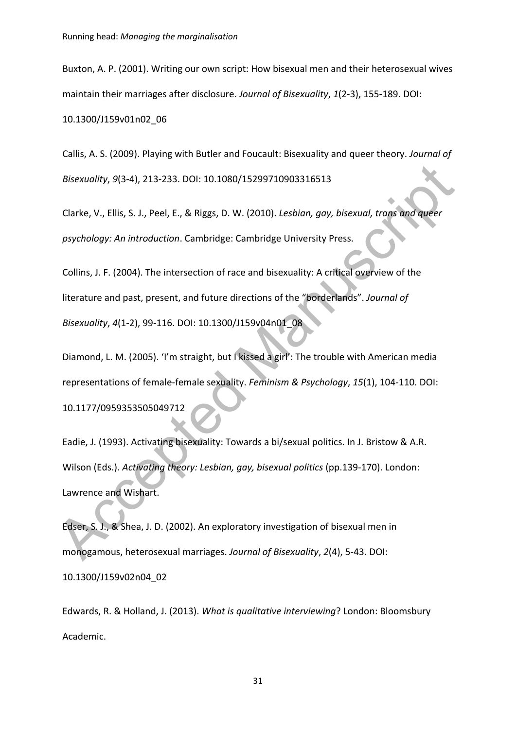Buxton, A. P. (2001). Writing our own script: How bisexual men and their heterosexual wives maintain their marriages after disclosure. *Journal of Bisexuality*, *1*(2-3), 155-189. DOI: 10.1300/J159v01n02_06

Callis, A. S. (2009). Playing with Butler and Foucault: Bisexuality and queer theory. *Journal of Bisexuality*, *9*(3-4), 213-233. DOI: 10.1080/15299710903316513

Clarke, V., Ellis, S. J., Peel, E., & Riggs, D. W. (2010). *Lesbian, gay, bisexual, trans and queer psychology: An introduction*. Cambridge: Cambridge University Press.

Collins, J. F. (2004). The intersection of race and bisexuality: A critical overview of the literature and past, present, and future directions of the "borderlands". *Journal of Bisexuality*, *4*(1-2), 99-116. DOI: 10.1300/J159v04n01_08

Diamond, L. M. (2005). 'I'm straight, but I kissed a girl': The trouble with American media representations of female-female sexuality. *Feminism & Psychology*, *15*(1), 104-110. DOI: 10.1177/0959353505049712

Eadie, J. (1993). Activating bisexuality: Towards a bi/sexual politics. In J. Bristow & A.R. Wilson (Eds.). *Activating theory: Lesbian, gay, bisexual politics* (pp.139-170). London: Lawrence and Wishart.

Edser, S. J., & Shea, J. D. (2002). An exploratory investigation of bisexual men in monogamous, heterosexual marriages. *Journal of Bisexuality*, *2*(4), 5-43. DOI: 10.1300/J159v02n04_02

Edwards, R. & Holland, J. (2013). *What is qualitative interviewing*? London: Bloomsbury Academic.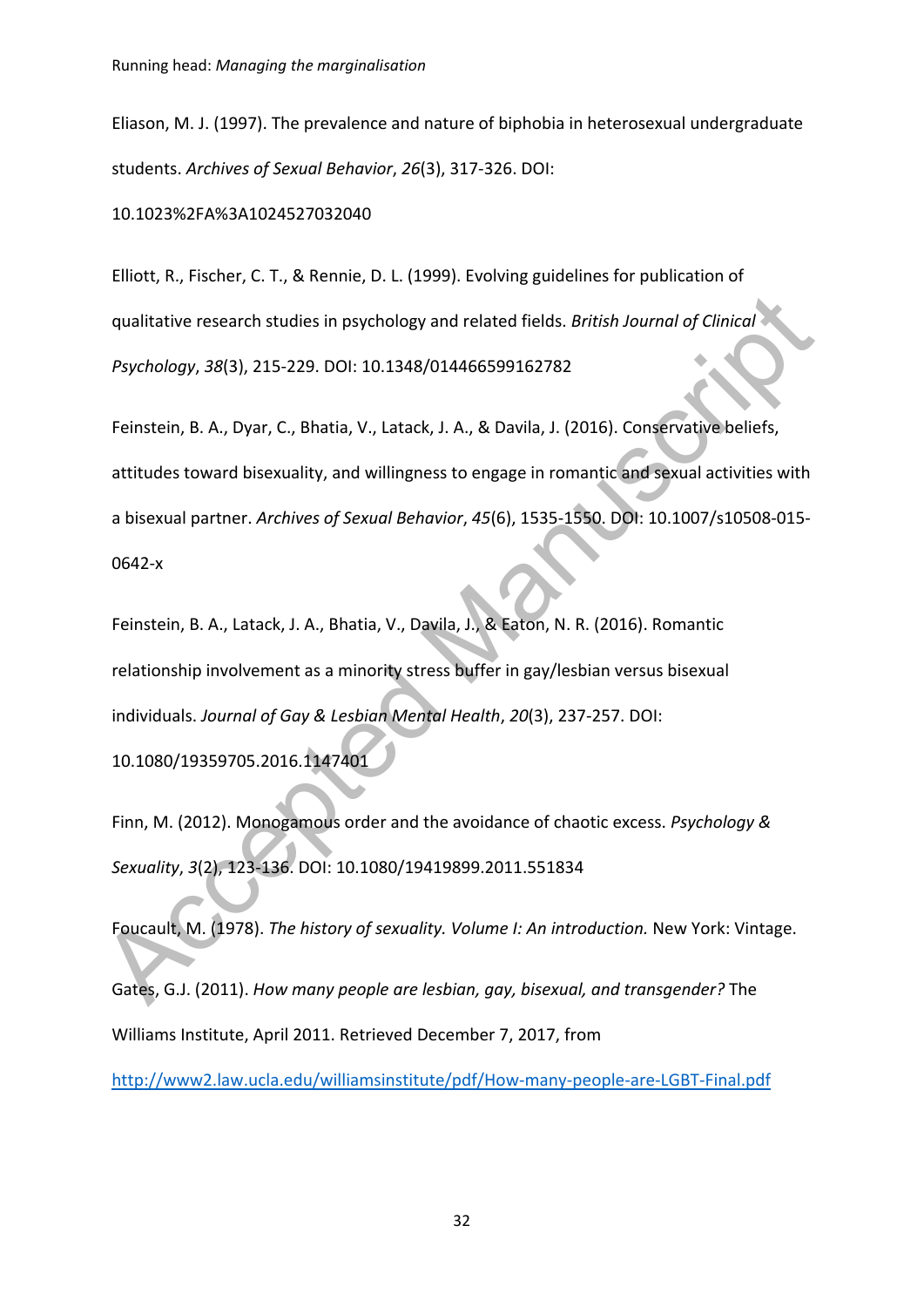Eliason, M. J. (1997). The prevalence and nature of biphobia in heterosexual undergraduate students. *Archives of Sexual Behavior*, *26*(3), 317-326. DOI: 10.1023%2FA%3A1024527032040

Elliott, R., Fischer, C. T., & Rennie, D. L. (1999). Evolving guidelines for publication of qualitative research studies in psychology and related fields. *British Journal of Clinical Psychology*, *38*(3), 215-229. DOI: 10.1348/014466599162782

Feinstein, B. A., Dyar, C., Bhatia, V., Latack, J. A., & Davila, J. (2016). Conservative beliefs, attitudes toward bisexuality, and willingness to engage in romantic and sexual activities with a bisexual partner. *Archives of Sexual Behavior*, *45*(6), 1535-1550. DOI: 10.1007/s10508-015-0642-x

Feinstein, B. A., Latack, J. A., Bhatia, V., Davila, J., & Eaton, N. R. (2016). Romantic relationship involvement as a minority stress buffer in gay/lesbian versus bisexual individuals. *Journal of Gay & Lesbian Mental Health*, *20*(3), 237-257. DOI: 10.1080/19359705.2016.1147401

Finn, M. (2012). Monogamous order and the avoidance of chaotic excess. *Psychology & Sexuality*, *3*(2), 123-136. DOI: 10.1080/19419899.2011.551834

Foucault, M. (1978). *The history of sexuality. Volume I: An introduction.* New York: Vintage.

Gates, G.J. (2011). *How many people are lesbian, gay, bisexual, and transgender?* The Williams Institute, April 2011. Retrieved December 7, 2017, from http://www2.law.ucla.edu/williamsinstitute/pdf/How-many-people-are-LGBT-Final.pdf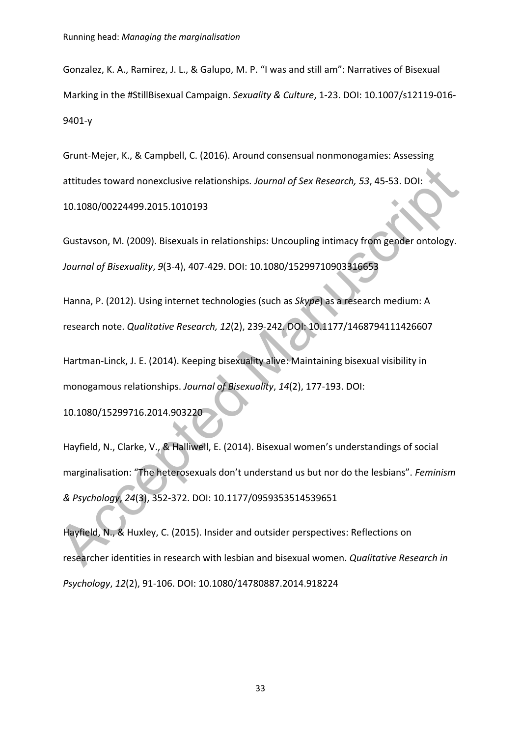Gonzalez, K. A., Ramirez, J. L., & Galupo, M. P. "I was and still am": Narratives of Bisexual Marking in the #StillBisexual Campaign. *Sexuality & Culture*, 1-23. DOI: 10.1007/s12119-016-9401-y

Grunt-Mejer, K., & Campbell, C. (2016). Around consensual nonmonogamies: Assessing attitudes toward nonexclusive relationships. *Journal of Sex Research, 53*, 45-53. DOI: 10.1080/00224499.2015.1010193

Gustavson, M. (2009). Bisexuals in relationships: Uncoupling intimacy from gender ontology. *Journal of Bisexuality*, *9*(3-4), 407-429. DOI: 10.1080/15299710903316653

Hanna, P. (2012). Using internet technologies (such as *Skype*) as a research medium: A research note. *Qualitative Research, 12*(2), 239-242. DOI: 10.1177/1468794111426607

Hartman-Linck, J. E. (2014). Keeping bisexuality alive: Maintaining bisexual visibility in monogamous relationships. *Journal of Bisexuality*, *14*(2), 177-193. DOI: 10.1080/15299716.2014.903220

Hayfield, N., Clarke, V., & Halliwell, E. (2014). Bisexual women's understandings of social marginalisation: "The heterosexuals don't understand us but nor do the lesbians". *Feminism & Psychology*, *24*(3), 352-372. DOI: 10.1177/0959353514539651

Hayfield, N., & Huxley, C. (2015). Insider and outsider perspectives: Reflections on researcher identities in research with lesbian and bisexual women. *Qualitative Research in Psychology*, *12*(2), 91-106. DOI: 10.1080/14780887.2014.918224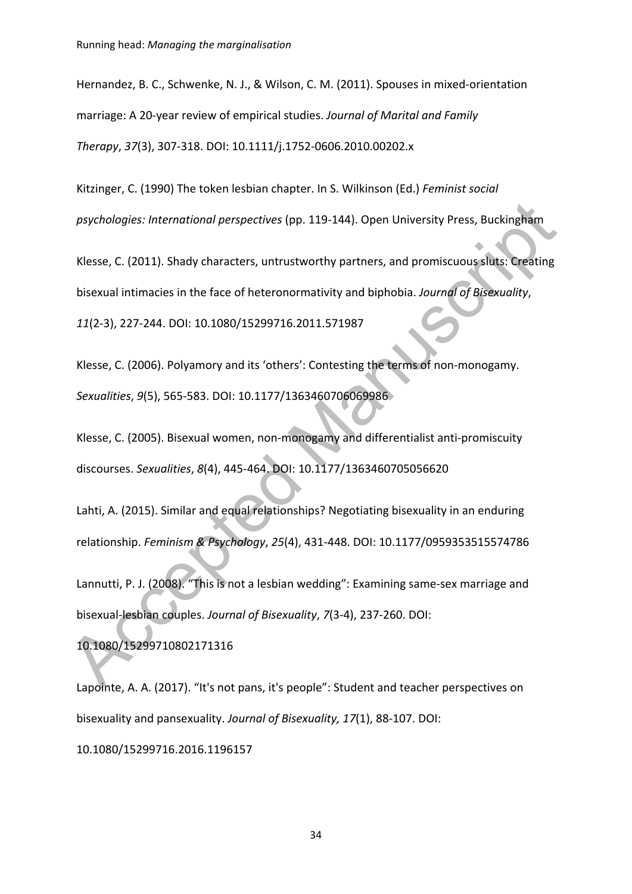Hernandez, B. C., Schwenke, N. J., & Wilson, C. M. (2011). Spouses in mixed-orientation marriage: A 20-year review of empirical studies. *Journal of Marital and Family Therapy*, *37*(3), 307-318. DOI: 10.1111/j.1752-0606.2010.00202.x

Kitzinger, C. (1990) The token lesbian chapter. In S. Wilkinson (Ed.) *Feminist social psychologies: International perspectives* (pp. 119-144). Open University Press, Buckingham

Klesse, C. (2011). Shady characters, untrustworthy partners, and promiscuous sluts: Creating bisexual intimacies in the face of heteronormativity and biphobia. *Journal of Bisexuality*, *11*(2-3), 227-244. DOI: 10.1080/15299716.2011.571987

Klesse, C. (2006). Polyamory and its 'others': Contesting the terms of non-monogamy. *Sexualities*, *9*(5), 565-583. DOI: 10.1177/1363460706069986

Klesse, C. (2005). Bisexual women, non-monogamy and differentialist anti-promiscuity discourses. *Sexualities*, *8*(4), 445-464. DOI: 10.1177/1363460705056620

Lahti, A. (2015). Similar and equal relationships? Negotiating bisexuality in an enduring relationship. *Feminism & Psychology*, *25*(4), 431-448. DOI: 10.1177/0959353515574786

Lannutti, P. J. (2008). "This is not a lesbian wedding": Examining same-sex marriage and bisexual-lesbian couples. *Journal of Bisexuality*, *7*(3-4), 237-260. DOI: 10.1080/15299710802171316

Lapointe, A. A. (2017). "It's not pans, it's people": Student and teacher perspectives on bisexuality and pansexuality. *Journal of Bisexuality, 17*(1), 88-107. DOI: 10.1080/15299716.2016.1196157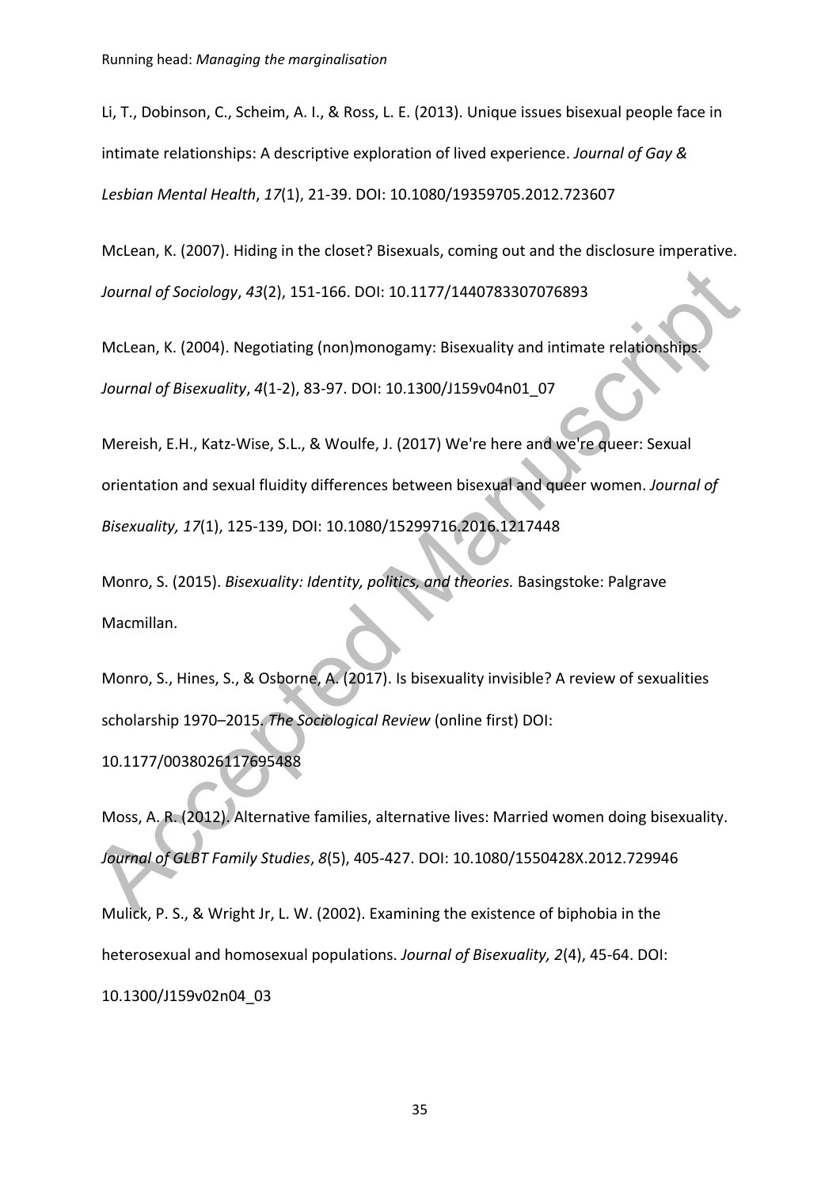Li, T., Dobinson, C., Scheim, A. I., & Ross, L. E. (2013). Unique issues bisexual people face in intimate relationships: A descriptive exploration of lived experience. *Journal of Gay & Lesbian Mental Health*, *17*(1), 21-39. DOI: 10.1080/19359705.2012.723607

McLean, K. (2007). Hiding in the closet? Bisexuals, coming out and the disclosure imperative. *Journal of Sociology*, *43*(2), 151-166. DOI: 10.1177/1440783307076893

McLean, K. (2004). Negotiating (non)monogamy: Bisexuality and intimate relationships. *Journal of Bisexuality*, *4*(1-2), 83-97. DOI: 10.1300/J159v04n01_07

Mereish, E.H., Katz-Wise, S.L., & Woulfe, J. (2017) We're here and we're queer: Sexual orientation and sexual fluidity differences between bisexual and queer women. *Journal of Bisexuality, 17*(1), 125-139, DOI: 10.1080/15299716.2016.1217448

Monro, S. (2015). *Bisexuality: Identity, politics, and theories.* Basingstoke: Palgrave Macmillan.

Monro, S., Hines, S., & Osborne, A. (2017). Is bisexuality invisible? A review of sexualities scholarship 1970–2015. *The Sociological Review* (online first) DOI: 10.1177/0038026117695488

Moss, A. R. (2012). Alternative families, alternative lives: Married women doing bisexuality. *Journal of GLBT Family Studies*, *8*(5), 405-427. DOI: 10.1080/1550428X.2012.729946

Mulick, P. S., & Wright Jr, L. W. (2002). Examining the existence of biphobia in the heterosexual and homosexual populations. *Journal of Bisexuality, 2*(4), 45-64. DOI: 10.1300/J159v02n04_03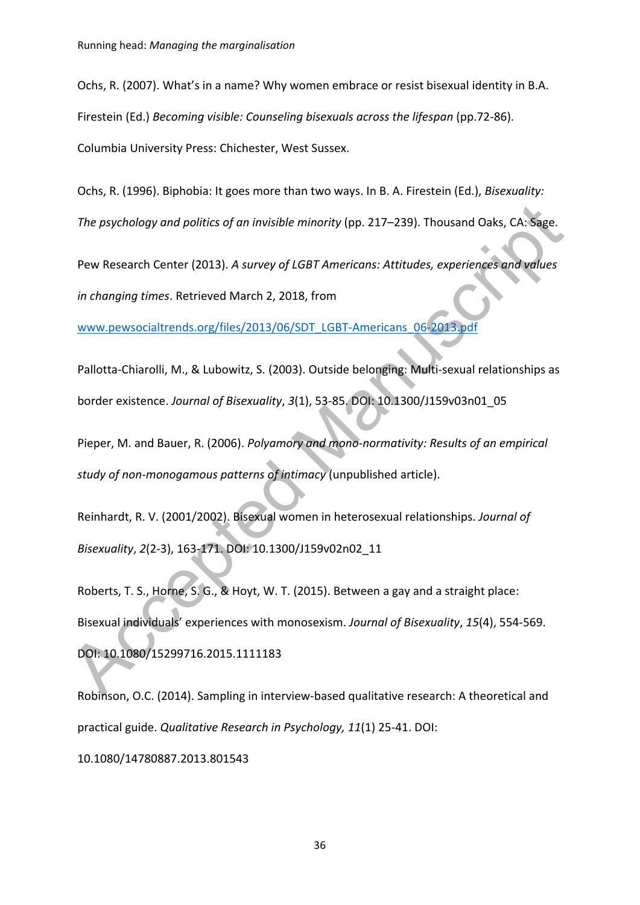Ochs, R. (2007). What's in a name? Why women embrace or resist bisexual identity in B.A. Firestein (Ed.) *Becoming visible: Counseling bisexuals across the lifespan* (pp.72-86). Columbia University Press: Chichester, West Sussex.

Ochs, R. (1996). Biphobia: It goes more than two ways. In B. A. Firestein (Ed.), *Bisexuality: The psychology and politics of an invisible minority* (pp. 217–239). Thousand Oaks, CA: Sage.

Pew Research Center (2013). *A survey of LGBT Americans: Attitudes, experiences and values in changing times*. Retrieved March 2, 2018, from www.pewsocialtrends.org/files/2013/06/SDT_LGBT-Americans_06-2013.pdf

Pallotta-Chiarolli, M., & Lubowitz, S. (2003). Outside belonging: Multi-sexual relationships as border existence. *Journal of Bisexuality*, *3*(1), 53-85. DOI: 10.1300/J159v03n01_05

Pieper, M. and Bauer, R. (2006). *Polyamory and mono-normativity: Results of an empirical study of non-monogamous patterns of intimacy* (unpublished article).

Reinhardt, R. V. (2001/2002). Bisexual women in heterosexual relationships. *Journal of Bisexuality*, *2*(2-3), 163-171. DOI: 10.1300/J159v02n02_11

Roberts, T. S., Horne, S. G., & Hoyt, W. T. (2015). Between a gay and a straight place: Bisexual individuals' experiences with monosexism. *Journal of Bisexuality*, *15*(4), 554-569. DOI: 10.1080/15299716.2015.1111183

Robinson, O.C. (2014). Sampling in interview-based qualitative research: A theoretical and practical guide. *Qualitative Research in Psychology, 11*(1) 25-41. DOI: 10.1080/14780887.2013.801543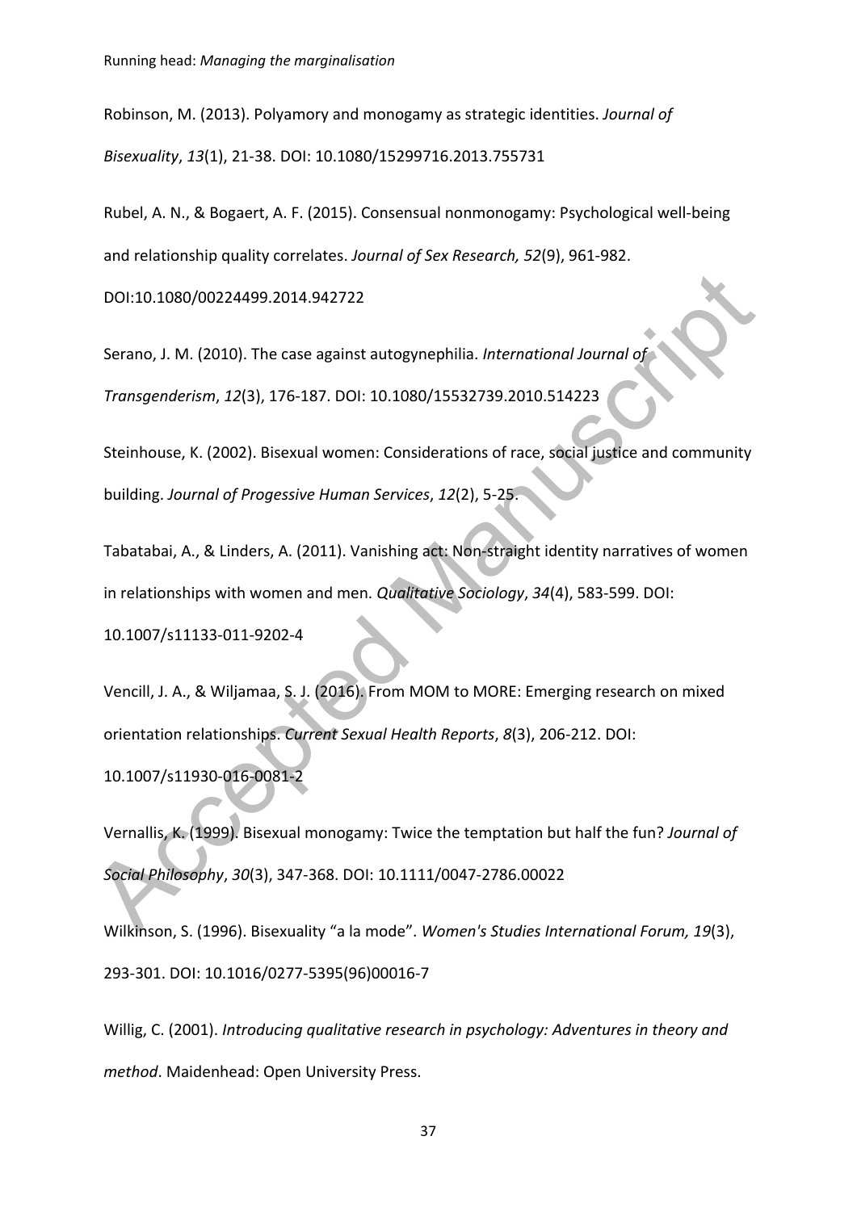Robinson, M. (2013). Polyamory and monogamy as strategic identities. *Journal of Bisexuality*, *13*(1), 21-38. DOI: 10.1080/15299716.2013.755731

Rubel, A. N., & Bogaert, A. F. (2015). Consensual nonmonogamy: Psychological well-being and relationship quality correlates. *Journal of Sex Research, 52*(9), 961-982. DOI:10.1080/00224499.2014.942722

Serano, J. M. (2010). The case against autogynephilia. *International Journal of Transgenderism*, *12*(3), 176-187. DOI: 10.1080/15532739.2010.514223

Steinhouse, K. (2002). Bisexual women: Considerations of race, social justice and community building. *Journal of Progessive Human Services*, *12*(2), 5-25.

Tabatabai, A., & Linders, A. (2011). Vanishing act: Non-straight identity narratives of women in relationships with women and men. *Qualitative Sociology*, *34*(4), 583-599. DOI: 10.1007/s11133-011-9202-4

Vencill, J. A., & Wiljamaa, S. J. (2016). From MOM to MORE: Emerging research on mixed orientation relationships. *Current Sexual Health Reports*, *8*(3), 206-212. DOI: 10.1007/s11930-016-0081-2

Vernallis, K. (1999). Bisexual monogamy: Twice the temptation but half the fun? *Journal of Social Philosophy*, *30*(3), 347-368. DOI: 10.1111/0047-2786.00022

Wilkinson, S. (1996). Bisexuality "a la mode". *Women's Studies International Forum, 19*(3), 293-301. DOI: 10.1016/0277-5395(96)00016-7

Willig, C. (2001). *Introducing qualitative research in psychology: Adventures in theory and method*. Maidenhead: Open University Press.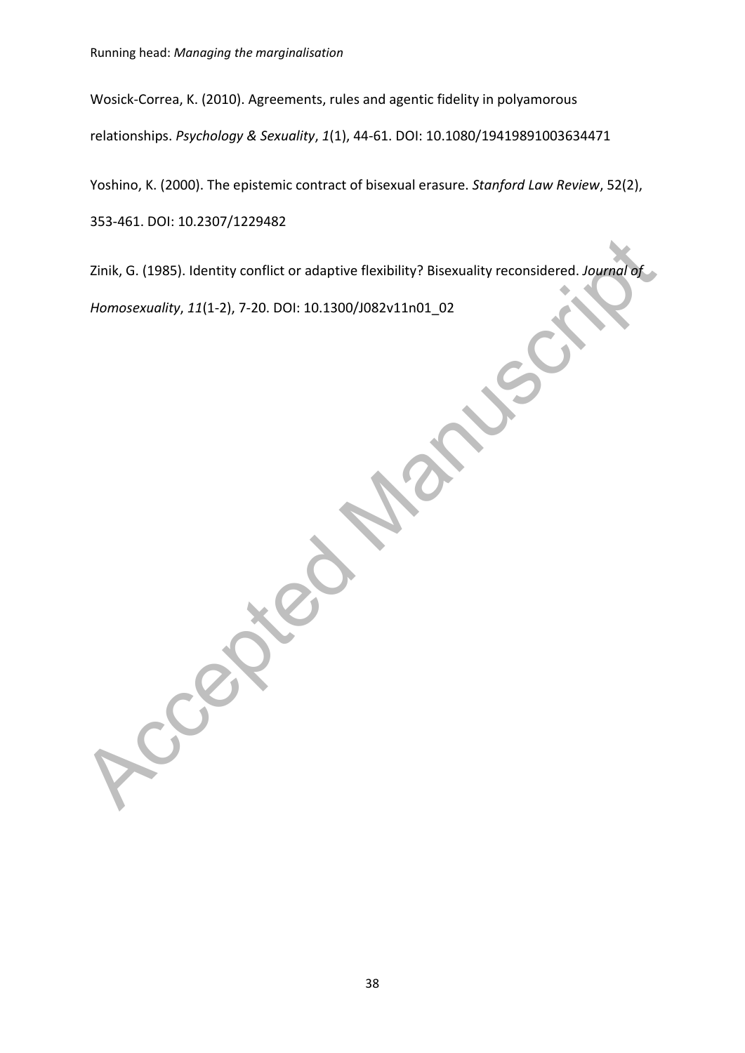Wosick-Correa, K. (2010). Agreements, rules and agentic fidelity in polyamorous relationships. *Psychology & Sexuality*, *1*(1), 44-61. DOI: 10.1080/19419891003634471

Yoshino, K. (2000). The epistemic contract of bisexual erasure. *Stanford Law Review*, 52(2), 353-461. DOI: 10.2307/1229482

Zinik, G. (1985). Identity conflict or adaptive flexibility? Bisexuality reconsidered. *Journal of Homosexuality*, *11*(1-2), 7-20. DOI: 10.1300/J082v11n01_02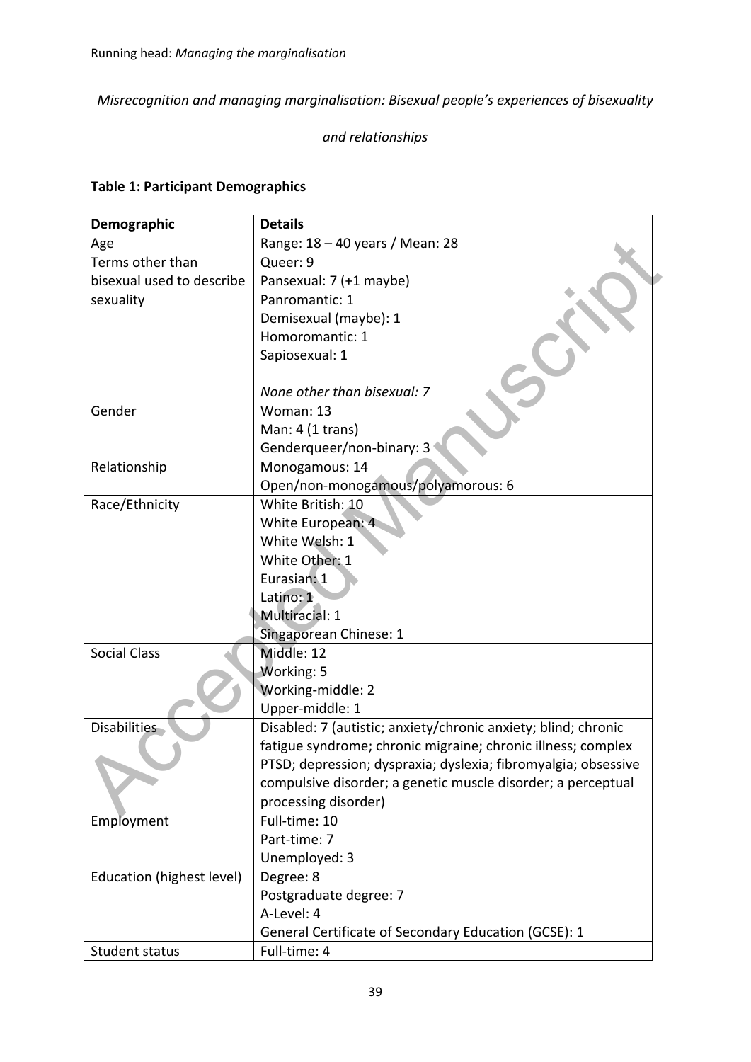*Misrecognition and managing marginalisation: Bisexual people's experiences of bisexuality and relationships*

**Table 1: Participant Demographics**

| Demographic | Details |
|---|---|
| Age | Range: 18 – 40 years / Mean: 28 |
| Terms other than bisexual used to describe sexuality | Queer: 9<br>Pansexual: 7 (+1 maybe)<br>Panromantic: 1<br>Demisexual (maybe): 1<br>Homoromantic: 1<br>Sapiosexual: 1<br><br>*None other than bisexual: 7* |
| Gender | Woman: 13<br>Man: 4 (1 trans)<br>Genderqueer/non-binary: 3 |
| Relationship | Monogamous: 14<br>Open/non-monogamous/polyamorous: 6 |
| Race/Ethnicity | White British: 10<br>White European: 4<br>White Welsh: 1<br>White Other: 1<br>Eurasian: 1<br>Latino: 1<br>Multiracial: 1<br>Singaporean Chinese: 1 |
| Social Class | Middle: 12<br>Working: 5<br>Working-middle: 2<br>Upper-middle: 1 |
| Disabilities | Disabled: 7 (autistic; anxiety/chronic anxiety; blind; chronic fatigue syndrome; chronic migraine; chronic illness; complex PTSD; depression; dyspraxia; dyslexia; fibromyalgia; obsessive compulsive disorder; a genetic muscle disorder; a perceptual processing disorder) |
| Employment | Full-time: 10<br>Part-time: 7<br>Unemployed: 3 |
| Education (highest level) | Degree: 8<br>Postgraduate degree: 7<br>A-Level: 4<br>General Certificate of Secondary Education (GCSE): 1 |
| Student status | Full-time: 4 |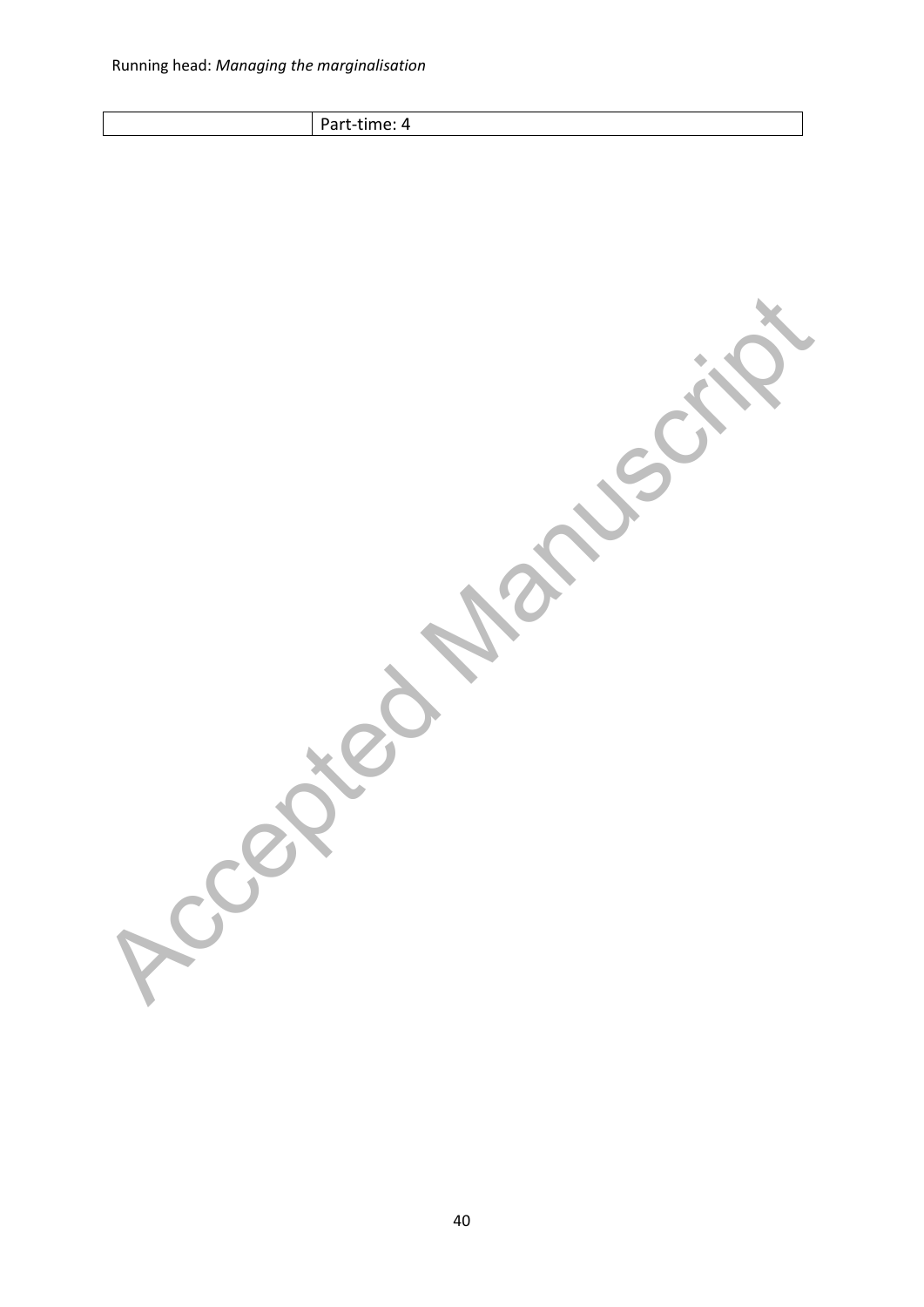| | |
|---|---|
| | Part-time: 4 |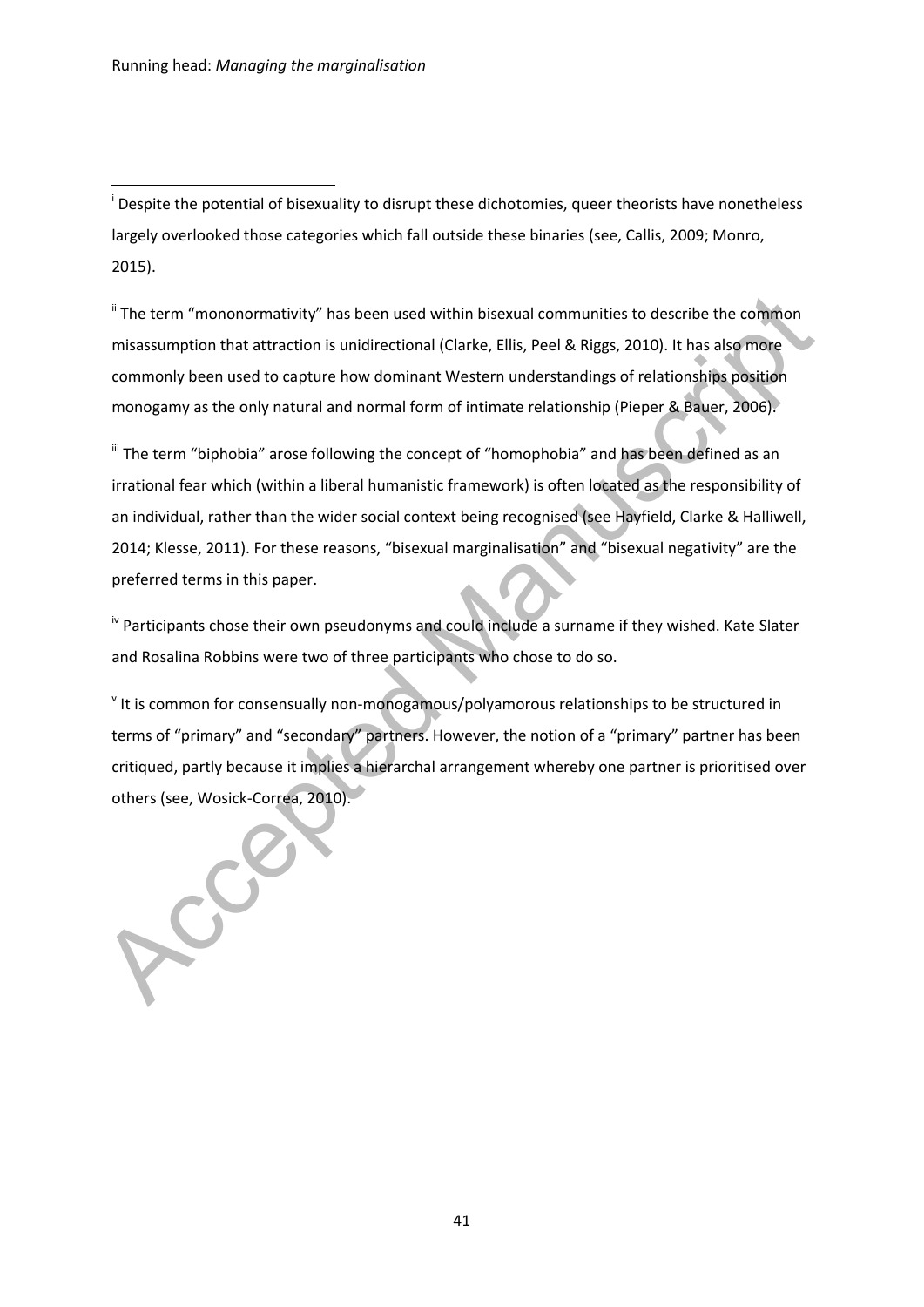[i] Despite the potential of bisexuality to disrupt these dichotomies, queer theorists have nonetheless largely overlooked those categories which fall outside these binaries (see, Callis, 2009; Monro, 2015).

[ii] The term "mononormativity" has been used within bisexual communities to describe the common misassumption that attraction is unidirectional (Clarke, Ellis, Peel & Riggs, 2010). It has also more commonly been used to capture how dominant Western understandings of relationships position monogamy as the only natural and normal form of intimate relationship (Pieper & Bauer, 2006).

[iii] The term "biphobia" arose following the concept of "homophobia" and has been defined as an irrational fear which (within a liberal humanistic framework) is often located as the responsibility of an individual, rather than the wider social context being recognised (see Hayfield, Clarke & Halliwell, 2014; Klesse, 2011). For these reasons, "bisexual marginalisation" and "bisexual negativity" are the preferred terms in this paper.

[iv] Participants chose their own pseudonyms and could include a surname if they wished. Kate Slater and Rosalina Robbins were two of three participants who chose to do so.

[v] It is common for consensually non-monogamous/polyamorous relationships to be structured in terms of "primary" and "secondary" partners. However, the notion of a "primary" partner has been critiqued, partly because it implies a hierarchal arrangement whereby one partner is prioritised over others (see, Wosick-Correa, 2010).